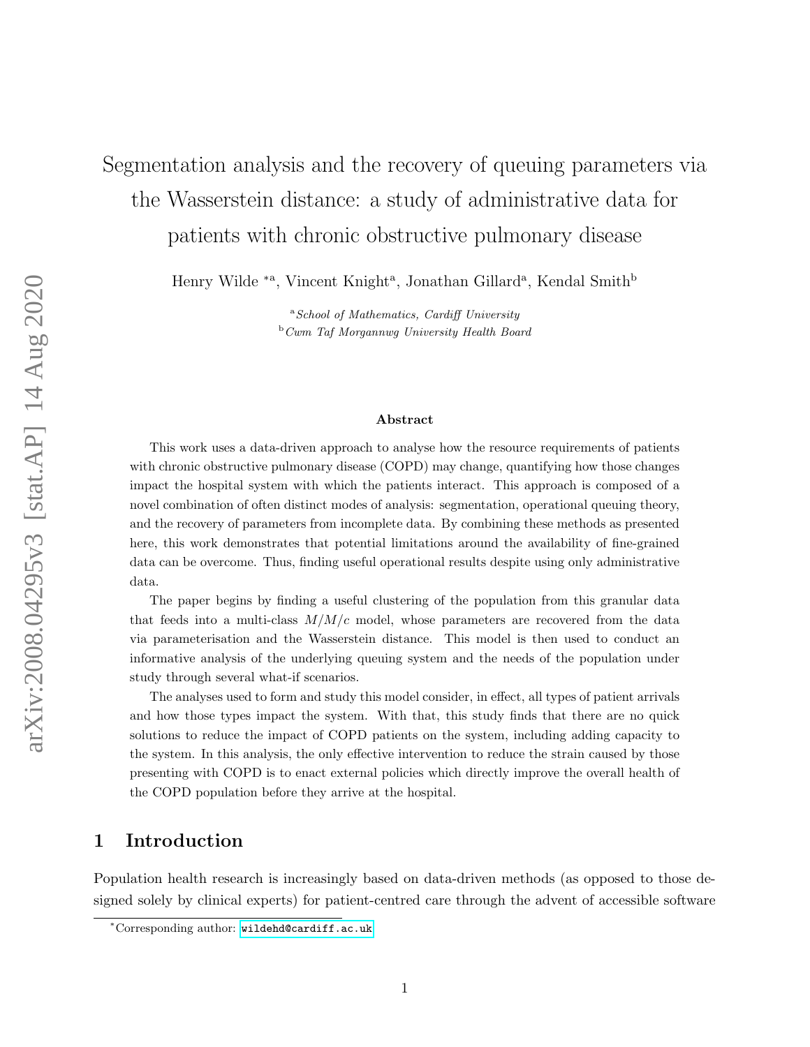# Segmentation analysis and the recovery of queuing parameters via the Wasserstein distance: a study of administrative data for patients with chronic obstructive pulmonary disease

Henry Wilde *[a], Vincent Knight[a], Jonathan Gillard[a], Kendal Smith[b]

[a] *School of Mathematics, Cardiff University*
[b] *Cwm Taf Morgannwg University Health Board*

### Abstract

This work uses a data-driven approach to analyse how the resource requirements of patients with chronic obstructive pulmonary disease (COPD) may change, quantifying how those changes impact the hospital system with which the patients interact. This approach is composed of a novel combination of often distinct modes of analysis: segmentation, operational queuing theory, and the recovery of parameters from incomplete data. By combining these methods as presented here, this work demonstrates that potential limitations around the availability of fine-grained data can be overcome. Thus, finding useful operational results despite using only administrative data.

The paper begins by finding a useful clustering of the population from this granular data that feeds into a multi-class $M/M/c$ model, whose parameters are recovered from the data via parameterisation and the Wasserstein distance. This model is then used to conduct an informative analysis of the underlying queuing system and the needs of the population under study through several what-if scenarios.

The analyses used to form and study this model consider, in effect, all types of patient arrivals and how those types impact the system. With that, this study finds that there are no quick solutions to reduce the impact of COPD patients on the system, including adding capacity to the system. In this analysis, the only effective intervention to reduce the strain caused by those presenting with COPD is to enact external policies which directly improve the overall health of the COPD population before they arrive at the hospital.

## 1 Introduction

Population health research is increasingly based on data-driven methods (as opposed to those designed solely by clinical experts) for patient-centred care through the advent of accessible software

*Corresponding author: wildehd@cardiff.ac.uk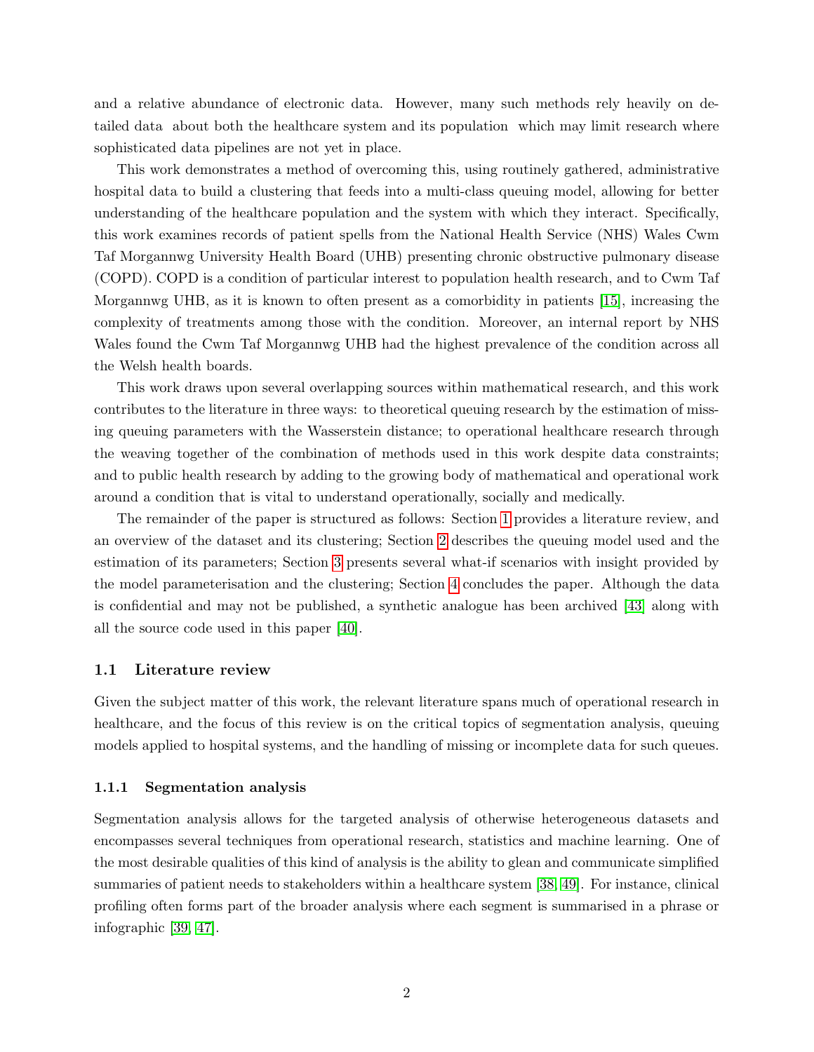and a relative abundance of electronic data. However, many such methods rely heavily on detailed data about both the healthcare system and its population which may limit research where sophisticated data pipelines are not yet in place.

This work demonstrates a method of overcoming this, using routinely gathered, administrative hospital data to build a clustering that feeds into a multi-class queuing model, allowing for better understanding of the healthcare population and the system with which they interact. Specifically, this work examines records of patient spells from the National Health Service (NHS) Wales Cwm Taf Morgannwg University Health Board (UHB) presenting chronic obstructive pulmonary disease (COPD). COPD is a condition of particular interest to population health research, and to Cwm Taf Morgannwg UHB, as it is known to often present as a comorbidity in patients [15], increasing the complexity of treatments among those with the condition. Moreover, an internal report by NHS Wales found the Cwm Taf Morgannwg UHB had the highest prevalence of the condition across all the Welsh health boards.

This work draws upon several overlapping sources within mathematical research, and this work contributes to the literature in three ways: to theoretical queuing research by the estimation of missing queuing parameters with the Wasserstein distance; to operational healthcare research through the weaving together of the combination of methods used in this work despite data constraints; and to public health research by adding to the growing body of mathematical and operational work around a condition that is vital to understand operationally, socially and medically.

The remainder of the paper is structured as follows: Section 1 provides a literature review, and an overview of the dataset and its clustering; Section 2 describes the queuing model used and the estimation of its parameters; Section 3 presents several what-if scenarios with insight provided by the model parameterisation and the clustering; Section 4 concludes the paper. Although the data is confidential and may not be published, a synthetic analogue has been archived [43] along with all the source code used in this paper [40].

## 1.1 Literature review

Given the subject matter of this work, the relevant literature spans much of operational research in healthcare, and the focus of this review is on the critical topics of segmentation analysis, queuing models applied to hospital systems, and the handling of missing or incomplete data for such queues.

### 1.1.1 Segmentation analysis

Segmentation analysis allows for the targeted analysis of otherwise heterogeneous datasets and encompasses several techniques from operational research, statistics and machine learning. One of the most desirable qualities of this kind of analysis is the ability to glean and communicate simplified summaries of patient needs to stakeholders within a healthcare system [38, 49]. For instance, clinical profiling often forms part of the broader analysis where each segment is summarised in a phrase or infographic [39, 47].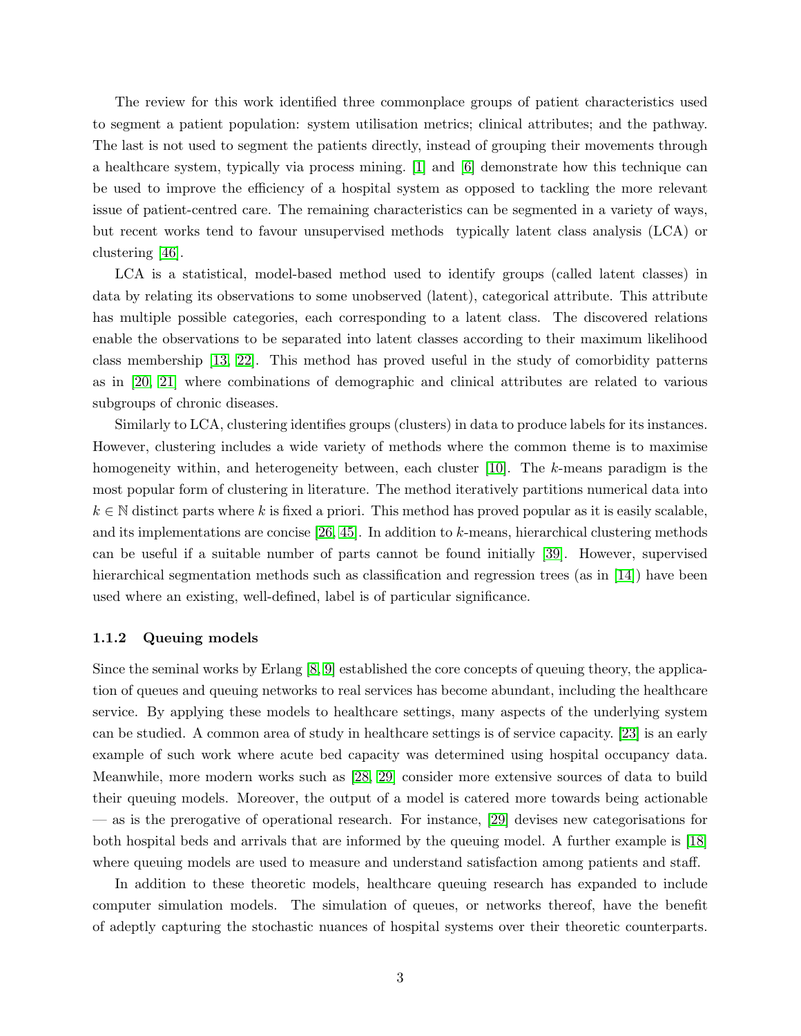The review for this work identified three commonplace groups of patient characteristics used to segment a patient population: system utilisation metrics; clinical attributes; and the pathway. The last is not used to segment the patients directly, instead of grouping their movements through a healthcare system, typically via process mining. [1] and [6] demonstrate how this technique can be used to improve the efficiency of a hospital system as opposed to tackling the more relevant issue of patient-centred care. The remaining characteristics can be segmented in a variety of ways, but recent works tend to favour unsupervised methods  typically latent class analysis (LCA) or clustering [46].

LCA is a statistical, model-based method used to identify groups (called latent classes) in data by relating its observations to some unobserved (latent), categorical attribute. This attribute has multiple possible categories, each corresponding to a latent class. The discovered relations enable the observations to be separated into latent classes according to their maximum likelihood class membership [13, 22]. This method has proved useful in the study of comorbidity patterns as in [20, 21] where combinations of demographic and clinical attributes are related to various subgroups of chronic diseases.

Similarly to LCA, clustering identifies groups (clusters) in data to produce labels for its instances. However, clustering includes a wide variety of methods where the common theme is to maximise homogeneity within, and heterogeneity between, each cluster [10]. The $k$-means paradigm is the most popular form of clustering in literature. The method iteratively partitions numerical data into $k \in \mathbb{N}$ distinct parts where $k$ is fixed a priori. This method has proved popular as it is easily scalable, and its implementations are concise [26, 45]. In addition to $k$-means, hierarchical clustering methods can be useful if a suitable number of parts cannot be found initially [39]. However, supervised hierarchical segmentation methods such as classification and regression trees (as in [14]) have been used where an existing, well-defined, label is of particular significance.

### 1.1.2 Queuing models

Since the seminal works by Erlang [8, 9] established the core concepts of queuing theory, the application of queues and queuing networks to real services has become abundant, including the healthcare service. By applying these models to healthcare settings, many aspects of the underlying system can be studied. A common area of study in healthcare settings is of service capacity. [23] is an early example of such work where acute bed capacity was determined using hospital occupancy data. Meanwhile, more modern works such as [28, 29] consider more extensive sources of data to build their queuing models. Moreover, the output of a model is catered more towards being actionable — as is the prerogative of operational research. For instance, [29] devises new categorisations for both hospital beds and arrivals that are informed by the queuing model. A further example is [18] where queuing models are used to measure and understand satisfaction among patients and staff.

In addition to these theoretic models, healthcare queuing research has expanded to include computer simulation models. The simulation of queues, or networks thereof, have the benefit of adeptly capturing the stochastic nuances of hospital systems over their theoretic counterparts.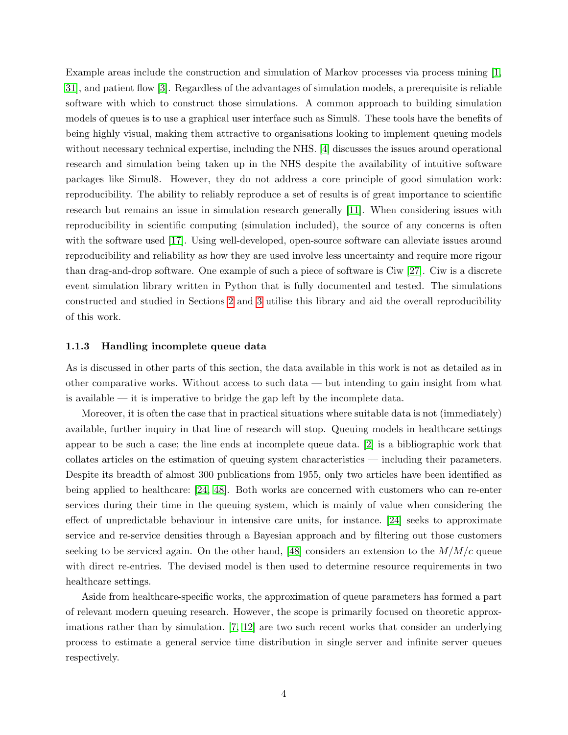Example areas include the construction and simulation of Markov processes via process mining [1, 31], and patient flow [3]. Regardless of the advantages of simulation models, a prerequisite is reliable software with which to construct those simulations. A common approach to building simulation models of queues is to use a graphical user interface such as Simul8. These tools have the benefits of being highly visual, making them attractive to organisations looking to implement queuing models without necessary technical expertise, including the NHS. [4] discusses the issues around operational research and simulation being taken up in the NHS despite the availability of intuitive software packages like Simul8. However, they do not address a core principle of good simulation work: reproducibility. The ability to reliably reproduce a set of results is of great importance to scientific research but remains an issue in simulation research generally [11]. When considering issues with reproducibility in scientific computing (simulation included), the source of any concerns is often with the software used [17]. Using well-developed, open-source software can alleviate issues around reproducibility and reliability as how they are used involve less uncertainty and require more rigour than drag-and-drop software. One example of such a piece of software is Ciw [27]. Ciw is a discrete event simulation library written in Python that is fully documented and tested. The simulations constructed and studied in Sections 2 and 3 utilise this library and aid the overall reproducibility of this work.

#### 1.1.3 Handling incomplete queue data

As is discussed in other parts of this section, the data available in this work is not as detailed as in other comparative works. Without access to such data — but intending to gain insight from what is available — it is imperative to bridge the gap left by the incomplete data.

Moreover, it is often the case that in practical situations where suitable data is not (immediately) available, further inquiry in that line of research will stop. Queuing models in healthcare settings appear to be such a case; the line ends at incomplete queue data. [2] is a bibliographic work that collates articles on the estimation of queuing system characteristics — including their parameters. Despite its breadth of almost 300 publications from 1955, only two articles have been identified as being applied to healthcare: [24, 48]. Both works are concerned with customers who can re-enter services during their time in the queuing system, which is mainly of value when considering the effect of unpredictable behaviour in intensive care units, for instance. [24] seeks to approximate service and re-service densities through a Bayesian approach and by filtering out those customers seeking to be serviced again. On the other hand, [48] considers an extension to the $M/M/c$ queue with direct re-entries. The devised model is then used to determine resource requirements in two healthcare settings.

Aside from healthcare-specific works, the approximation of queue parameters has formed a part of relevant modern queuing research. However, the scope is primarily focused on theoretic approximations rather than by simulation. [7, 12] are two such recent works that consider an underlying process to estimate a general service time distribution in single server and infinite server queues respectively.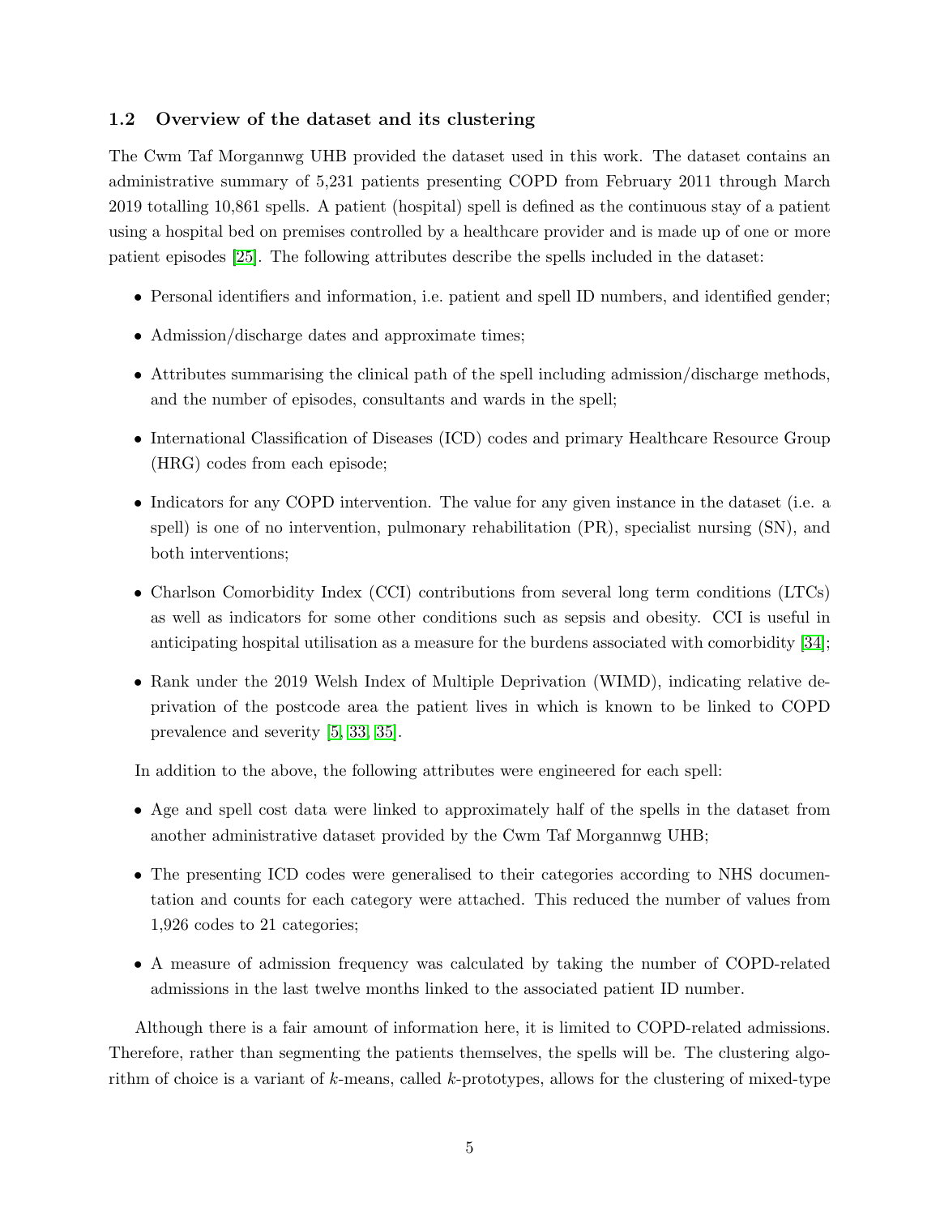### 1.2 Overview of the dataset and its clustering

The Cwm Taf Morgannwg UHB provided the dataset used in this work. The dataset contains an administrative summary of 5,231 patients presenting COPD from February 2011 through March 2019 totalling 10,861 spells. A patient (hospital) spell is defined as the continuous stay of a patient using a hospital bed on premises controlled by a healthcare provider and is made up of one or more patient episodes [25]. The following attributes describe the spells included in the dataset:

- Personal identifiers and information, i.e. patient and spell ID numbers, and identified gender;
- Admission/discharge dates and approximate times;
- Attributes summarising the clinical path of the spell including admission/discharge methods, and the number of episodes, consultants and wards in the spell;
- International Classification of Diseases (ICD) codes and primary Healthcare Resource Group (HRG) codes from each episode;
- Indicators for any COPD intervention. The value for any given instance in the dataset (i.e. a spell) is one of no intervention, pulmonary rehabilitation (PR), specialist nursing (SN), and both interventions;
- Charlson Comorbidity Index (CCI) contributions from several long term conditions (LTCs) as well as indicators for some other conditions such as sepsis and obesity. CCI is useful in anticipating hospital utilisation as a measure for the burdens associated with comorbidity [34];
- Rank under the 2019 Welsh Index of Multiple Deprivation (WIMD), indicating relative deprivation of the postcode area the patient lives in which is known to be linked to COPD prevalence and severity [5, 33, 35].

In addition to the above, the following attributes were engineered for each spell:

- Age and spell cost data were linked to approximately half of the spells in the dataset from another administrative dataset provided by the Cwm Taf Morgannwg UHB;
- The presenting ICD codes were generalised to their categories according to NHS documentation and counts for each category were attached. This reduced the number of values from 1,926 codes to 21 categories;
- A measure of admission frequency was calculated by taking the number of COPD-related admissions in the last twelve months linked to the associated patient ID number.

Although there is a fair amount of information here, it is limited to COPD-related admissions. Therefore, rather than segmenting the patients themselves, the spells will be. The clustering algorithm of choice is a variant of $k$-means, called $k$-prototypes, allows for the clustering of mixed-type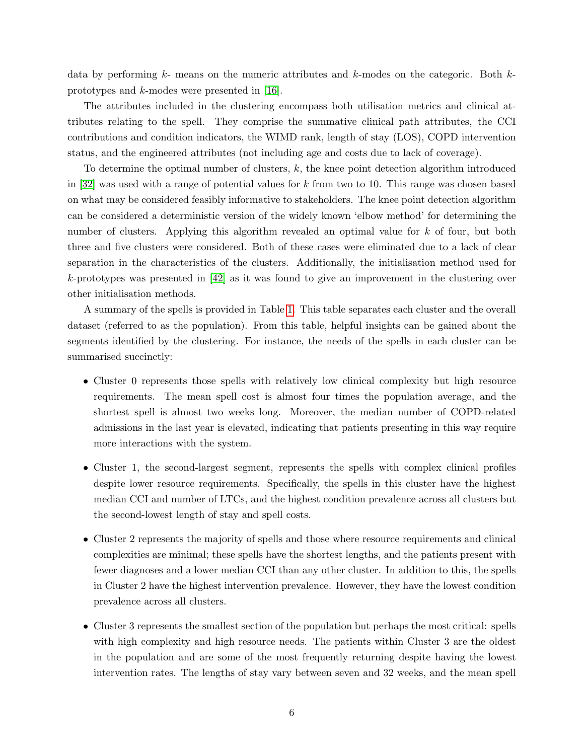data by performing $k$- means on the numeric attributes and $k$-modes on the categoric. Both $k$-prototypes and $k$-modes were presented in [16].

The attributes included in the clustering encompass both utilisation metrics and clinical attributes relating to the spell. They comprise the summative clinical path attributes, the CCI contributions and condition indicators, the WIMD rank, length of stay (LOS), COPD intervention status, and the engineered attributes (not including age and costs due to lack of coverage).

To determine the optimal number of clusters, $k$, the knee point detection algorithm introduced in [32] was used with a range of potential values for $k$ from two to 10. This range was chosen based on what may be considered feasibly informative to stakeholders. The knee point detection algorithm can be considered a deterministic version of the widely known 'elbow method' for determining the number of clusters. Applying this algorithm revealed an optimal value for $k$ of four, but both three and five clusters were considered. Both of these cases were eliminated due to a lack of clear separation in the characteristics of the clusters. Additionally, the initialisation method used for $k$-prototypes was presented in [42] as it was found to give an improvement in the clustering over other initialisation methods.

A summary of the spells is provided in Table 1. This table separates each cluster and the overall dataset (referred to as the population). From this table, helpful insights can be gained about the segments identified by the clustering. For instance, the needs of the spells in each cluster can be summarised succinctly:

- Cluster 0 represents those spells with relatively low clinical complexity but high resource requirements. The mean spell cost is almost four times the population average, and the shortest spell is almost two weeks long. Moreover, the median number of COPD-related admissions in the last year is elevated, indicating that patients presenting in this way require more interactions with the system.
- Cluster 1, the second-largest segment, represents the spells with complex clinical profiles despite lower resource requirements. Specifically, the spells in this cluster have the highest median CCI and number of LTCs, and the highest condition prevalence across all clusters but the second-lowest length of stay and spell costs.
- Cluster 2 represents the majority of spells and those where resource requirements and clinical complexities are minimal; these spells have the shortest lengths, and the patients present with fewer diagnoses and a lower median CCI than any other cluster. In addition to this, the spells in Cluster 2 have the highest intervention prevalence. However, they have the lowest condition prevalence across all clusters.
- Cluster 3 represents the smallest section of the population but perhaps the most critical: spells with high complexity and high resource needs. The patients within Cluster 3 are the oldest in the population and are some of the most frequently returning despite having the lowest intervention rates. The lengths of stay vary between seven and 32 weeks, and the mean spell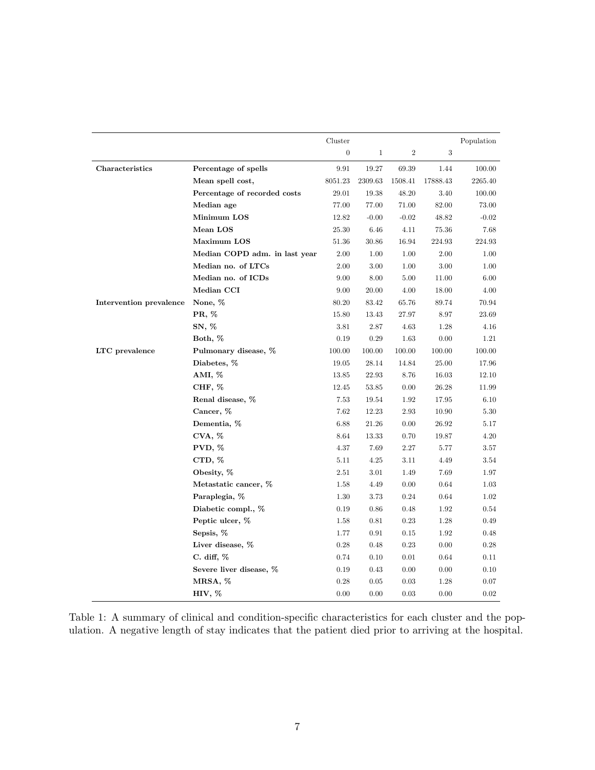| | | Cluster | | | | Population |
|---|---|---|---|---|---|---|
| | | 0 | 1 | 2 | 3 | |
| **Characteristics** | **Percentage of spells** | 9.91 | 19.27 | 69.39 | 1.44 | 100.00 |
| | **Mean spell cost,** | 8051.23 | 2309.63 | 1508.41 | 17888.43 | 2265.40 |
| | **Percentage of recorded costs** | 29.01 | 19.38 | 48.20 | 3.40 | 100.00 |
| | **Median age** | 77.00 | 77.00 | 71.00 | 82.00 | 73.00 |
| | **Minimum LOS** | 12.82 | -0.00 | -0.02 | 48.82 | -0.02 |
| | **Mean LOS** | 25.30 | 6.46 | 4.11 | 75.36 | 7.68 |
| | **Maximum LOS** | 51.36 | 30.86 | 16.94 | 224.93 | 224.93 |
| | **Median COPD adm. in last year** | 2.00 | 1.00 | 1.00 | 2.00 | 1.00 |
| | **Median no. of LTCs** | 2.00 | 3.00 | 1.00 | 3.00 | 1.00 |
| | **Median no. of ICDs** | 9.00 | 8.00 | 5.00 | 11.00 | 6.00 |
| | **Median CCI** | 9.00 | 20.00 | 4.00 | 18.00 | 4.00 |
| **Intervention prevalence** | **None, %** | 80.20 | 83.42 | 65.76 | 89.74 | 70.94 |
| | **PR, %** | 15.80 | 13.43 | 27.97 | 8.97 | 23.69 |
| | **SN, %** | 3.81 | 2.87 | 4.63 | 1.28 | 4.16 |
| | **Both, %** | 0.19 | 0.29 | 1.63 | 0.00 | 1.21 |
| **LTC prevalence** | **Pulmonary disease, %** | 100.00 | 100.00 | 100.00 | 100.00 | 100.00 |
| | **Diabetes, %** | 19.05 | 28.14 | 14.84 | 25.00 | 17.96 |
| | **AMI, %** | 13.85 | 22.93 | 8.76 | 16.03 | 12.10 |
| | **CHF, %** | 12.45 | 53.85 | 0.00 | 26.28 | 11.99 |
| | **Renal disease, %** | 7.53 | 19.54 | 1.92 | 17.95 | 6.10 |
| | **Cancer, %** | 7.62 | 12.23 | 2.93 | 10.90 | 5.30 |
| | **Dementia, %** | 6.88 | 21.26 | 0.00 | 26.92 | 5.17 |
| | **CVA, %** | 8.64 | 13.33 | 0.70 | 19.87 | 4.20 |
| | **PVD, %** | 4.37 | 7.69 | 2.27 | 5.77 | 3.57 |
| | **CTD, %** | 5.11 | 4.25 | 3.11 | 4.49 | 3.54 |
| | **Obesity, %** | 2.51 | 3.01 | 1.49 | 7.69 | 1.97 |
| | **Metastatic cancer, %** | 1.58 | 4.49 | 0.00 | 0.64 | 1.03 |
| | **Paraplegia, %** | 1.30 | 3.73 | 0.24 | 0.64 | 1.02 |
| | **Diabetic compl., %** | 0.19 | 0.86 | 0.48 | 1.92 | 0.54 |
| | **Peptic ulcer, %** | 1.58 | 0.81 | 0.23 | 1.28 | 0.49 |
| | **Sepsis, %** | 1.77 | 0.91 | 0.15 | 1.92 | 0.48 |
| | **Liver disease, %** | 0.28 | 0.48 | 0.23 | 0.00 | 0.28 |
| | **C. diff, %** | 0.74 | 0.10 | 0.01 | 0.64 | 0.11 |
| | **Severe liver disease, %** | 0.19 | 0.43 | 0.00 | 0.00 | 0.10 |
| | **MRSA, %** | 0.28 | 0.05 | 0.03 | 1.28 | 0.07 |
| | **HIV, %** | 0.00 | 0.00 | 0.03 | 0.00 | 0.02 |

Table 1: A summary of clinical and condition-specific characteristics for each cluster and the population. A negative length of stay indicates that the patient died prior to arriving at the hospital.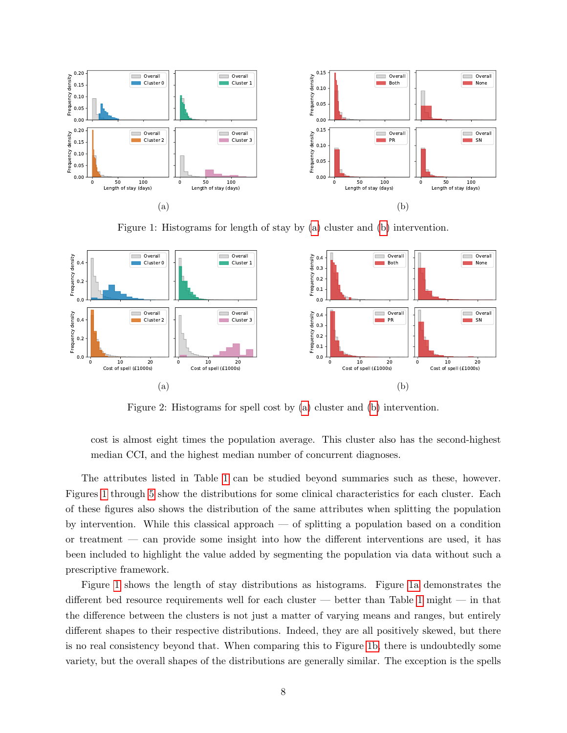Figure 1: Histograms for length of stay by (a) cluster and (b) intervention.

Figure 2: Histograms for spell cost by (a) cluster and (b) intervention.

cost is almost eight times the population average. This cluster also has the second-highest median CCI, and the highest median number of concurrent diagnoses.

The attributes listed in Table 1 can be studied beyond summaries such as these, however. Figures 1 through 5 show the distributions for some clinical characteristics for each cluster. Each of these figures also shows the distribution of the same attributes when splitting the population by intervention. While this classical approach — of splitting a population based on a condition or treatment — can provide some insight into how the different interventions are used, it has been included to highlight the value added by segmenting the population via data without such a prescriptive framework.

Figure 1 shows the length of stay distributions as histograms. Figure 1a demonstrates the different bed resource requirements well for each cluster — better than Table 1 might — in that the difference between the clusters is not just a matter of varying means and ranges, but entirely different shapes to their respective distributions. Indeed, they are all positively skewed, but there is no real consistency beyond that. When comparing this to Figure 1b, there is undoubtedly some variety, but the overall shapes of the distributions are generally similar. The exception is the spells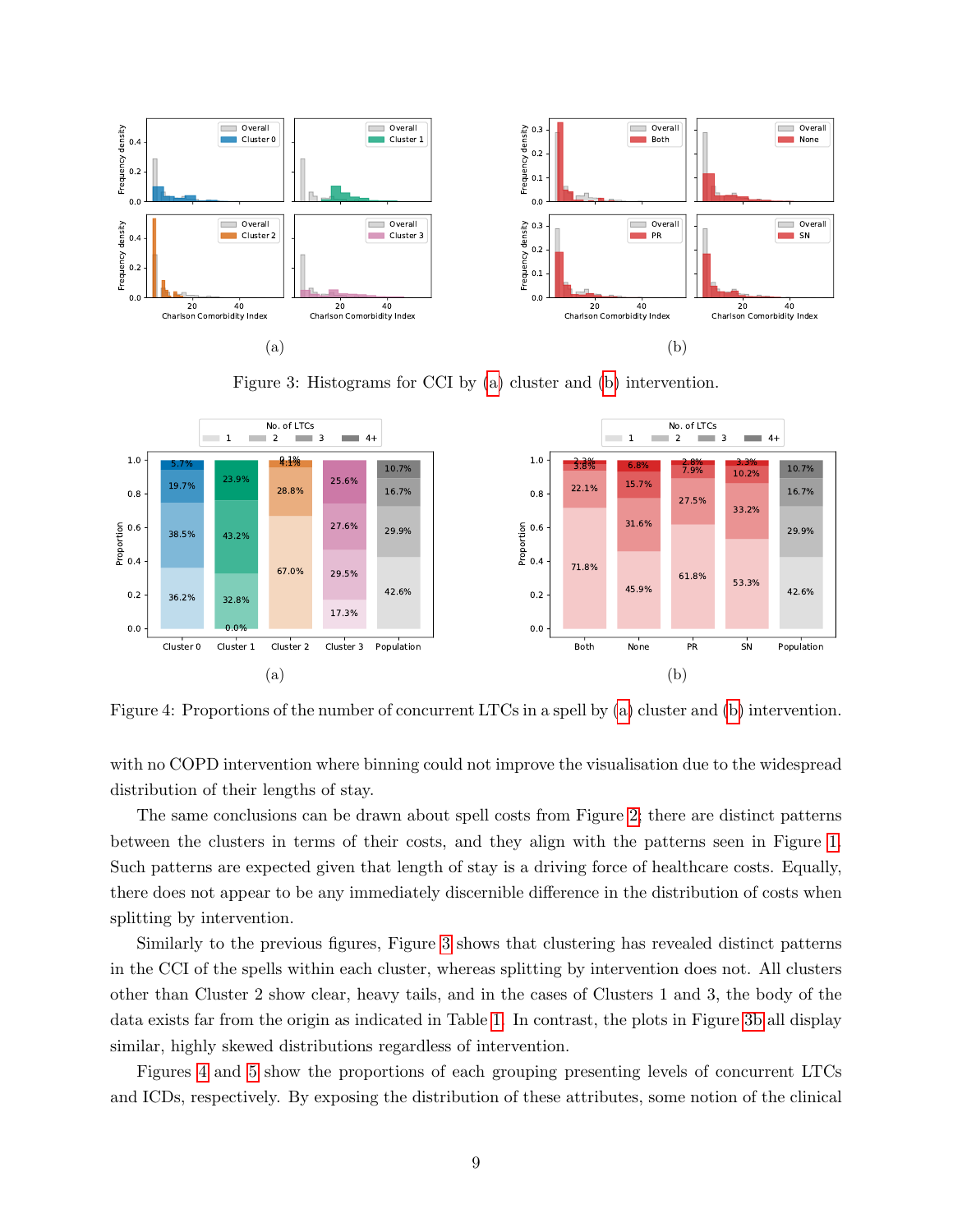Figure 3: Histograms for CCI by (a) cluster and (b) intervention.

Figure 4: Proportions of the number of concurrent LTCs in a spell by (a) cluster and (b) intervention.

with no COPD intervention where binning could not improve the visualisation due to the widespread distribution of their lengths of stay.

The same conclusions can be drawn about spell costs from Figure 2; there are distinct patterns between the clusters in terms of their costs, and they align with the patterns seen in Figure 1. Such patterns are expected given that length of stay is a driving force of healthcare costs. Equally, there does not appear to be any immediately discernible difference in the distribution of costs when splitting by intervention.

Similarly to the previous figures, Figure 3 shows that clustering has revealed distinct patterns in the CCI of the spells within each cluster, whereas splitting by intervention does not. All clusters other than Cluster 2 show clear, heavy tails, and in the cases of Clusters 1 and 3, the body of the data exists far from the origin as indicated in Table 1. In contrast, the plots in Figure 3b all display similar, highly skewed distributions regardless of intervention.

Figures 4 and 5 show the proportions of each grouping presenting levels of concurrent LTCs and ICDs, respectively. By exposing the distribution of these attributes, some notion of the clinical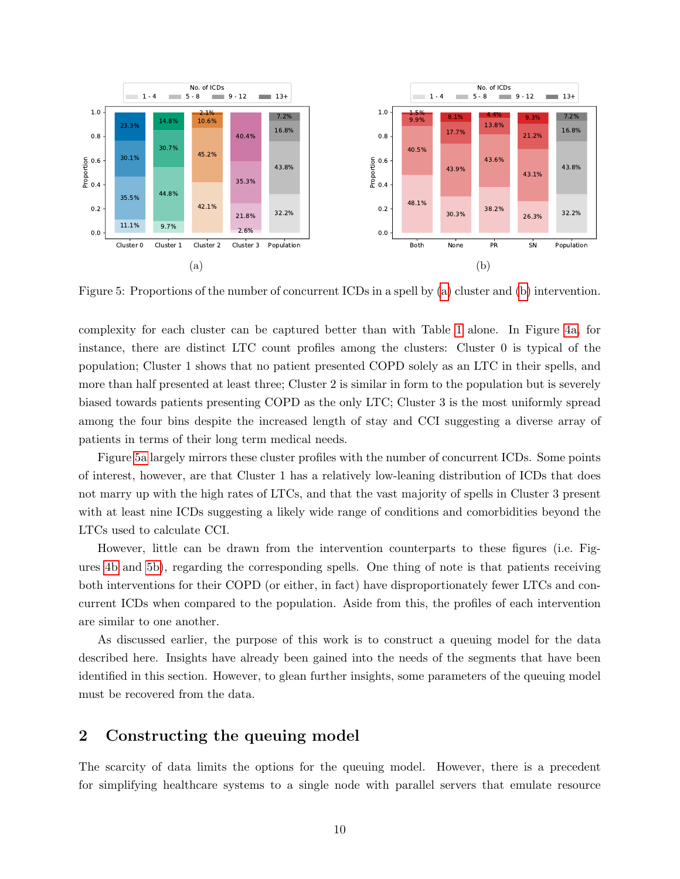Figure 5: Proportions of the number of concurrent ICDs in a spell by (a) cluster and (b) intervention.

complexity for each cluster can be captured better than with Table 1 alone. In Figure 4a, for instance, there are distinct LTC count profiles among the clusters: Cluster 0 is typical of the population; Cluster 1 shows that no patient presented COPD solely as an LTC in their spells, and more than half presented at least three; Cluster 2 is similar in form to the population but is severely biased towards patients presenting COPD as the only LTC; Cluster 3 is the most uniformly spread among the four bins despite the increased length of stay and CCI suggesting a diverse array of patients in terms of their long term medical needs.

Figure 5a largely mirrors these cluster profiles with the number of concurrent ICDs. Some points of interest, however, are that Cluster 1 has a relatively low-leaning distribution of ICDs that does not marry up with the high rates of LTCs, and that the vast majority of spells in Cluster 3 present with at least nine ICDs suggesting a likely wide range of conditions and comorbidities beyond the LTCs used to calculate CCI.

However, little can be drawn from the intervention counterparts to these figures (i.e. Figures 4b and 5b), regarding the corresponding spells. One thing of note is that patients receiving both interventions for their COPD (or either, in fact) have disproportionately fewer LTCs and concurrent ICDs when compared to the population. Aside from this, the profiles of each intervention are similar to one another.

As discussed earlier, the purpose of this work is to construct a queuing model for the data described here. Insights have already been gained into the needs of the segments that have been identified in this section. However, to glean further insights, some parameters of the queuing model must be recovered from the data.

## 2 Constructing the queuing model

The scarcity of data limits the options for the queuing model. However, there is a precedent for simplifying healthcare systems to a single node with parallel servers that emulate resource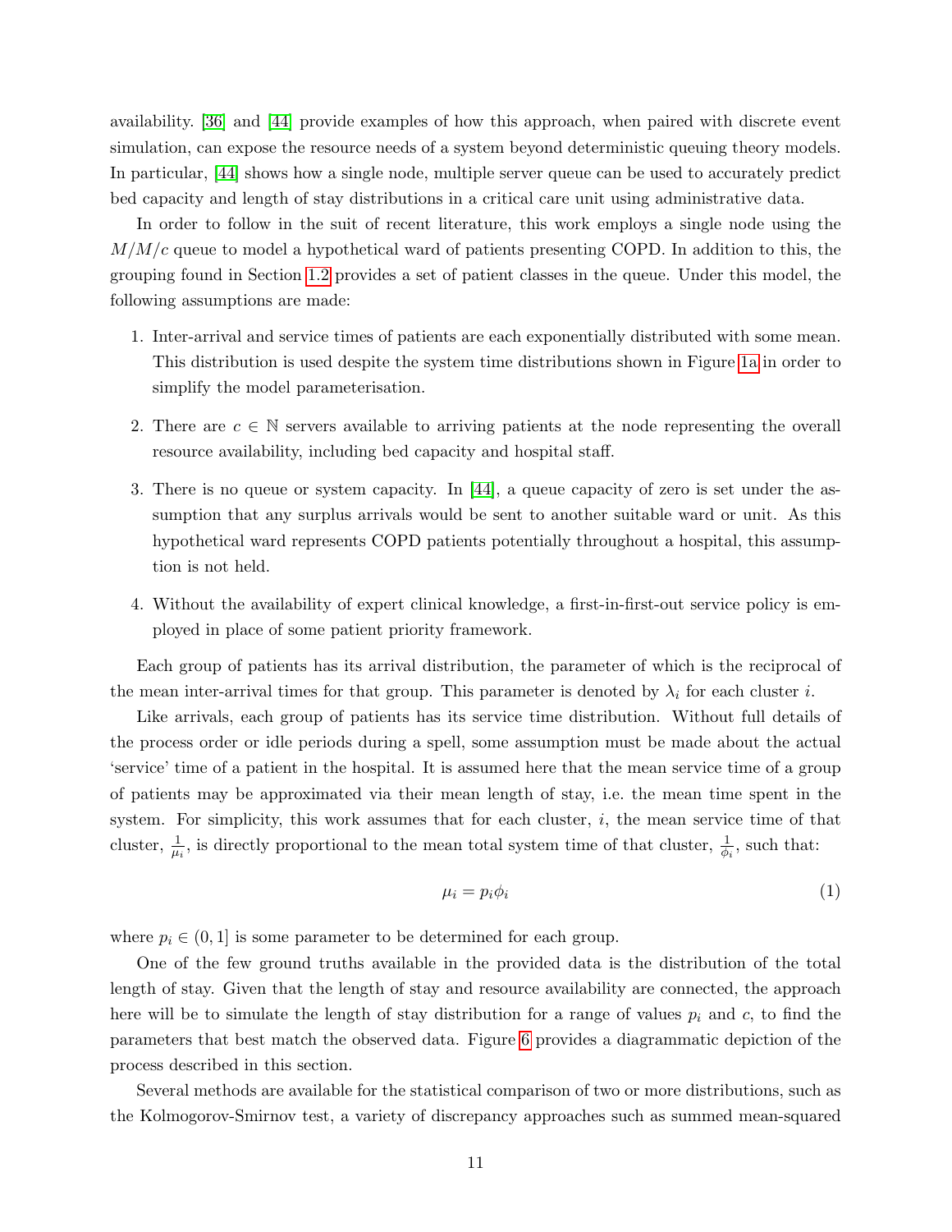availability. [36] and [44] provide examples of how this approach, when paired with discrete event simulation, can expose the resource needs of a system beyond deterministic queuing theory models. In particular, [44] shows how a single node, multiple server queue can be used to accurately predict bed capacity and length of stay distributions in a critical care unit using administrative data.

In order to follow in the suit of recent literature, this work employs a single node using the $M/M/c$ queue to model a hypothetical ward of patients presenting COPD. In addition to this, the grouping found in Section 1.2 provides a set of patient classes in the queue. Under this model, the following assumptions are made:

1. Inter-arrival and service times of patients are each exponentially distributed with some mean. This distribution is used despite the system time distributions shown in Figure 1a in order to simplify the model parameterisation.
2. There are $c \in \mathbb{N}$ servers available to arriving patients at the node representing the overall resource availability, including bed capacity and hospital staff.
3. There is no queue or system capacity. In [44], a queue capacity of zero is set under the assumption that any surplus arrivals would be sent to another suitable ward or unit. As this hypothetical ward represents COPD patients potentially throughout a hospital, this assumption is not held.
4. Without the availability of expert clinical knowledge, a first-in-first-out service policy is employed in place of some patient priority framework.

Each group of patients has its arrival distribution, the parameter of which is the reciprocal of the mean inter-arrival times for that group. This parameter is denoted by $\lambda_i$ for each cluster $i$.

Like arrivals, each group of patients has its service time distribution. Without full details of the process order or idle periods during a spell, some assumption must be made about the actual 'service' time of a patient in the hospital. It is assumed here that the mean service time of a group of patients may be approximated via their mean length of stay, i.e. the mean time spent in the system. For simplicity, this work assumes that for each cluster, $i$, the mean service time of that cluster, $\frac{1}{\mu_i}$, is directly proportional to the mean total system time of that cluster, $\frac{1}{\phi_i}$, such that:

$$\mu_i = p_i \phi_i \tag{1}$$

where $p_i \in (0, 1]$ is some parameter to be determined for each group.

One of the few ground truths available in the provided data is the distribution of the total length of stay. Given that the length of stay and resource availability are connected, the approach here will be to simulate the length of stay distribution for a range of values $p_i$ and $c$, to find the parameters that best match the observed data. Figure 6 provides a diagrammatic depiction of the process described in this section.

Several methods are available for the statistical comparison of two or more distributions, such as the Kolmogorov-Smirnov test, a variety of discrepancy approaches such as summed mean-squared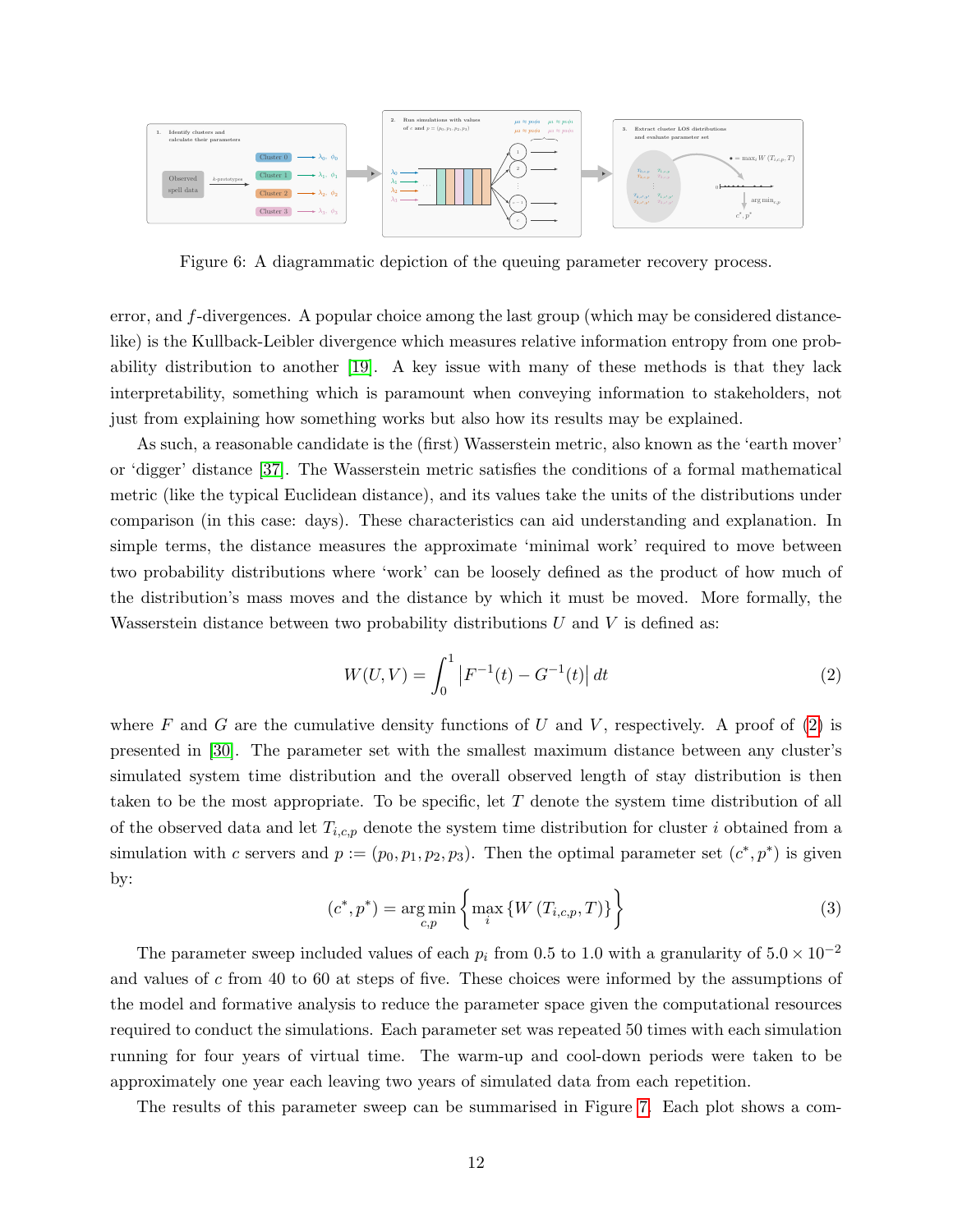Figure 6: A diagrammatic depiction of the queuing parameter recovery process.

error, and $f$-divergences. A popular choice among the last group (which may be considered distance-like) is the Kullback-Leibler divergence which measures relative information entropy from one probability distribution to another [19]. A key issue with many of these methods is that they lack interpretability, something which is paramount when conveying information to stakeholders, not just from explaining how something works but also how its results may be explained.

As such, a reasonable candidate is the (first) Wasserstein metric, also known as the 'earth mover' or 'digger' distance [37]. The Wasserstein metric satisfies the conditions of a formal mathematical metric (like the typical Euclidean distance), and its values take the units of the distributions under comparison (in this case: days). These characteristics can aid understanding and explanation. In simple terms, the distance measures the approximate 'minimal work' required to move between two probability distributions where 'work' can be loosely defined as the product of how much of the distribution's mass moves and the distance by which it must be moved. More formally, the Wasserstein distance between two probability distributions $U$ and $V$ is defined as:

$$W(U, V) = \int_0^1 \left| F^{-1}(t) - G^{-1}(t) \right| dt \tag{2}$$

where $F$ and $G$ are the cumulative density functions of $U$ and $V$, respectively. A proof of (2) is presented in [30]. The parameter set with the smallest maximum distance between any cluster's simulated system time distribution and the overall observed length of stay distribution is then taken to be the most appropriate. To be specific, let $T$ denote the system time distribution of all of the observed data and let $T_{i,c,p}$ denote the system time distribution for cluster $i$ obtained from a simulation with $c$ servers and $p := (p_0, p_1, p_2, p_3)$. Then the optimal parameter set $(c^*, p^*)$ is given by:

$$(c^*, p^*) = \operatorname*{arg\,min}_{c,p} \left\{ \max_i \left\{ W\left(T_{i,c,p}, T\right) \right\} \right\} \tag{3}$$

The parameter sweep included values of each $p_i$ from 0.5 to 1.0 with a granularity of $5.0 \times 10^{-2}$ and values of $c$ from 40 to 60 at steps of five. These choices were informed by the assumptions of the model and formative analysis to reduce the parameter space given the computational resources required to conduct the simulations. Each parameter set was repeated 50 times with each simulation running for four years of virtual time. The warm-up and cool-down periods were taken to be approximately one year each leaving two years of simulated data from each repetition.

The results of this parameter sweep can be summarised in Figure 7. Each plot shows a com-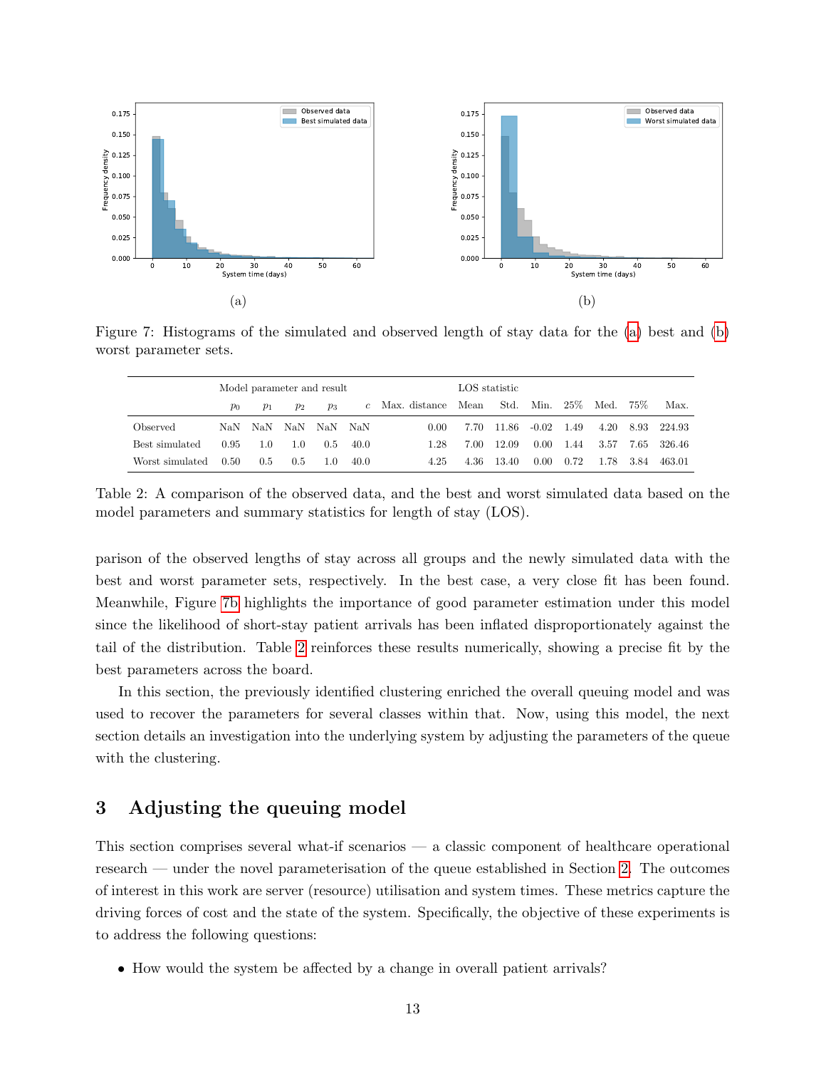Figure 7: Histograms of the simulated and observed length of stay data for the (a) best and (b) worst parameter sets.

| | Model parameter and result | | | | | | LOS statistic | | | | | | |
|---|---|---|---|---|---|---|---|---|---|---|---|---|---|
| | $p_0$ | $p_1$ | $p_2$ | $p_3$ | $c$ | Max. distance | Mean | Std. | Min. | 25% | Med. | 75% | Max. |
| Observed | NaN | NaN | NaN | NaN | NaN | 0.00 | 7.70 | 11.86 | -0.02 | 1.49 | 4.20 | 8.93 | 224.93 |
| Best simulated | 0.95 | 1.0 | 1.0 | 0.5 | 40.0 | 1.28 | 7.00 | 12.09 | 0.00 | 1.44 | 3.57 | 7.65 | 326.46 |
| Worst simulated | 0.50 | 0.5 | 0.5 | 1.0 | 40.0 | 4.25 | 4.36 | 13.40 | 0.00 | 0.72 | 1.78 | 3.84 | 463.01 |

Table 2: A comparison of the observed data, and the best and worst simulated data based on the model parameters and summary statistics for length of stay (LOS).

parison of the observed lengths of stay across all groups and the newly simulated data with the best and worst parameter sets, respectively. In the best case, a very close fit has been found. Meanwhile, Figure 7b highlights the importance of good parameter estimation under this model since the likelihood of short-stay patient arrivals has been inflated disproportionately against the tail of the distribution. Table 2 reinforces these results numerically, showing a precise fit by the best parameters across the board.

In this section, the previously identified clustering enriched the overall queuing model and was used to recover the parameters for several classes within that. Now, using this model, the next section details an investigation into the underlying system by adjusting the parameters of the queue with the clustering.

## 3 Adjusting the queuing model

This section comprises several what-if scenarios — a classic component of healthcare operational research — under the novel parameterisation of the queue established in Section 2. The outcomes of interest in this work are server (resource) utilisation and system times. These metrics capture the driving forces of cost and the state of the system. Specifically, the objective of these experiments is to address the following questions:

- How would the system be affected by a change in overall patient arrivals?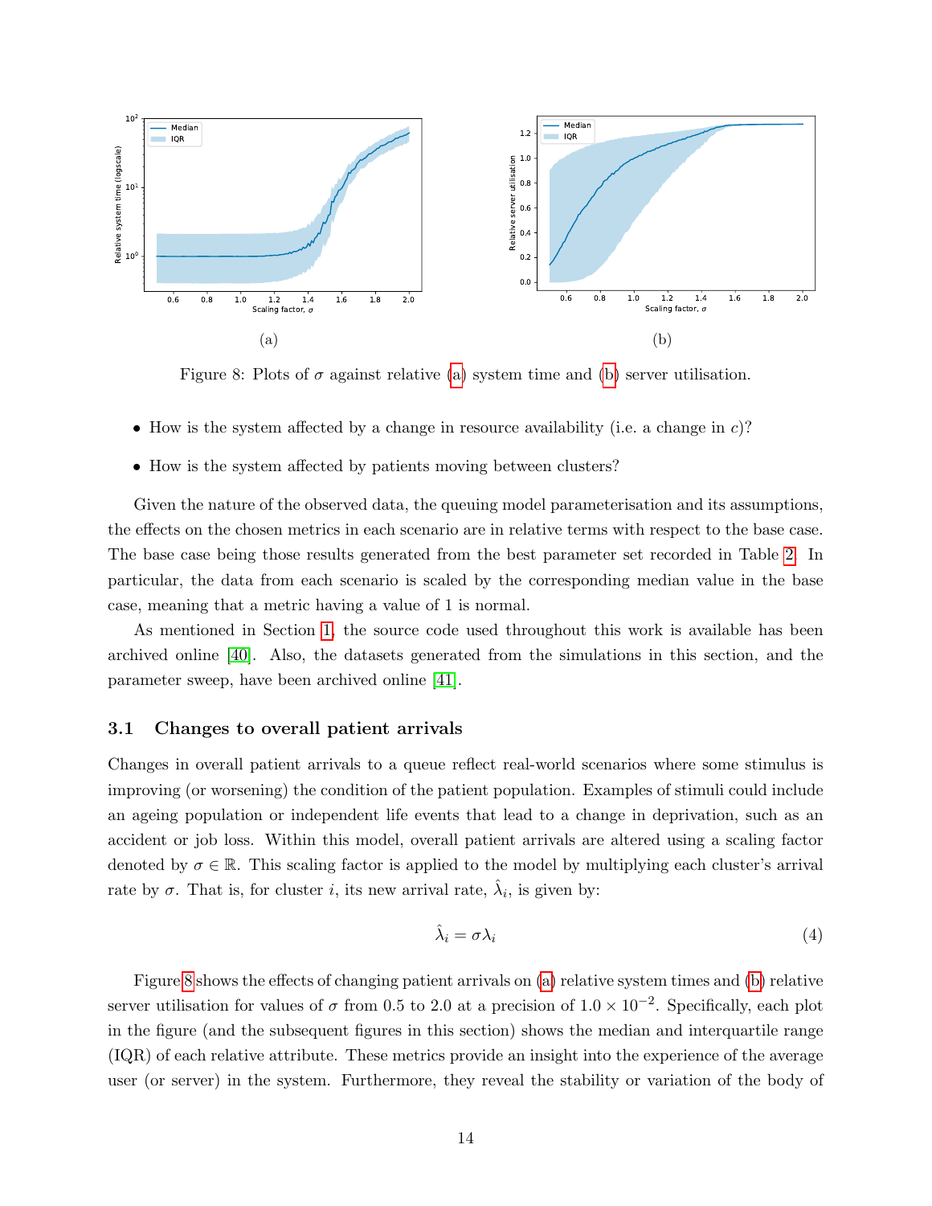(a)

(b)

Figure 8: Plots of $\sigma$ against relative (a) system time and (b) server utilisation.

- How is the system affected by a change in resource availability (i.e. a change in $c$)?
- How is the system affected by patients moving between clusters?

Given the nature of the observed data, the queuing model parameterisation and its assumptions, the effects on the chosen metrics in each scenario are in relative terms with respect to the base case. The base case being those results generated from the best parameter set recorded in Table 2. In particular, the data from each scenario is scaled by the corresponding median value in the base case, meaning that a metric having a value of 1 is normal.

As mentioned in Section 1, the source code used throughout this work is available has been archived online [40]. Also, the datasets generated from the simulations in this section, and the parameter sweep, have been archived online [41].

### 3.1 Changes to overall patient arrivals

Changes in overall patient arrivals to a queue reflect real-world scenarios where some stimulus is improving (or worsening) the condition of the patient population. Examples of stimuli could include an ageing population or independent life events that lead to a change in deprivation, such as an accident or job loss. Within this model, overall patient arrivals are altered using a scaling factor denoted by $\sigma \in \mathbb{R}$. This scaling factor is applied to the model by multiplying each cluster's arrival rate by $\sigma$. That is, for cluster $i$, its new arrival rate, $\hat{\lambda}_i$, is given by:

$$\hat{\lambda}_i = \sigma \lambda_i \tag{4}$$

Figure 8 shows the effects of changing patient arrivals on (a) relative system times and (b) relative server utilisation for values of $\sigma$ from 0.5 to 2.0 at a precision of $1.0 \times 10^{-2}$. Specifically, each plot in the figure (and the subsequent figures in this section) shows the median and interquartile range (IQR) of each relative attribute. These metrics provide an insight into the experience of the average user (or server) in the system. Furthermore, they reveal the stability or variation of the body of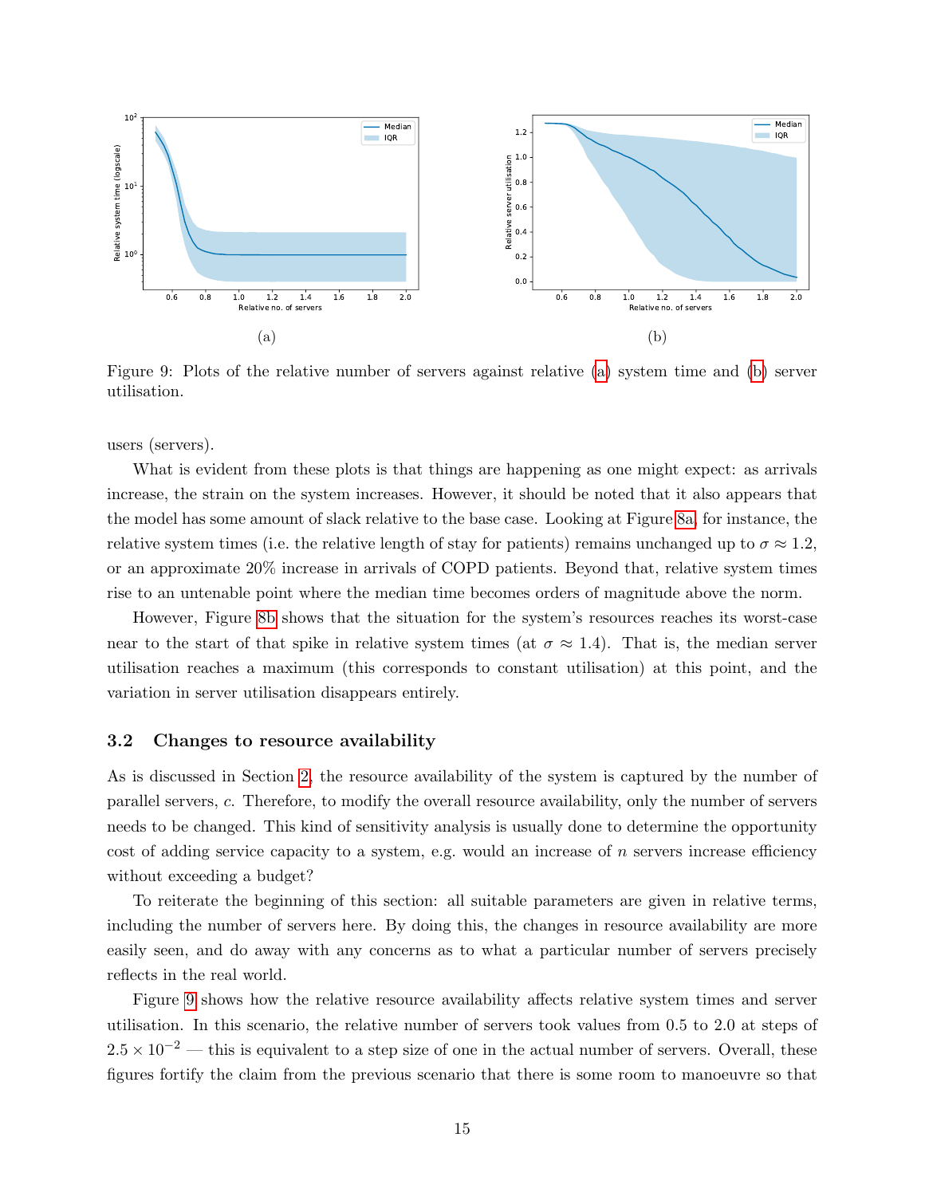(a)

(b)

Figure 9: Plots of the relative number of servers against relative (a) system time and (b) server utilisation.

users (servers).

What is evident from these plots is that things are happening as one might expect: as arrivals increase, the strain on the system increases. However, it should be noted that it also appears that the model has some amount of slack relative to the base case. Looking at Figure 8a, for instance, the relative system times (i.e. the relative length of stay for patients) remains unchanged up to $\sigma \approx 1.2$, or an approximate 20% increase in arrivals of COPD patients. Beyond that, relative system times rise to an untenable point where the median time becomes orders of magnitude above the norm.

However, Figure 8b shows that the situation for the system's resources reaches its worst-case near to the start of that spike in relative system times (at $\sigma \approx 1.4$). That is, the median server utilisation reaches a maximum (this corresponds to constant utilisation) at this point, and the variation in server utilisation disappears entirely.

### 3.2 Changes to resource availability

As is discussed in Section 2, the resource availability of the system is captured by the number of parallel servers, $c$. Therefore, to modify the overall resource availability, only the number of servers needs to be changed. This kind of sensitivity analysis is usually done to determine the opportunity cost of adding service capacity to a system, e.g. would an increase of $n$ servers increase efficiency without exceeding a budget?

To reiterate the beginning of this section: all suitable parameters are given in relative terms, including the number of servers here. By doing this, the changes in resource availability are more easily seen, and do away with any concerns as to what a particular number of servers precisely reflects in the real world.

Figure 9 shows how the relative resource availability affects relative system times and server utilisation. In this scenario, the relative number of servers took values from 0.5 to 2.0 at steps of $2.5 \times 10^{-2}$ — this is equivalent to a step size of one in the actual number of servers. Overall, these figures fortify the claim from the previous scenario that there is some room to manoeuvre so that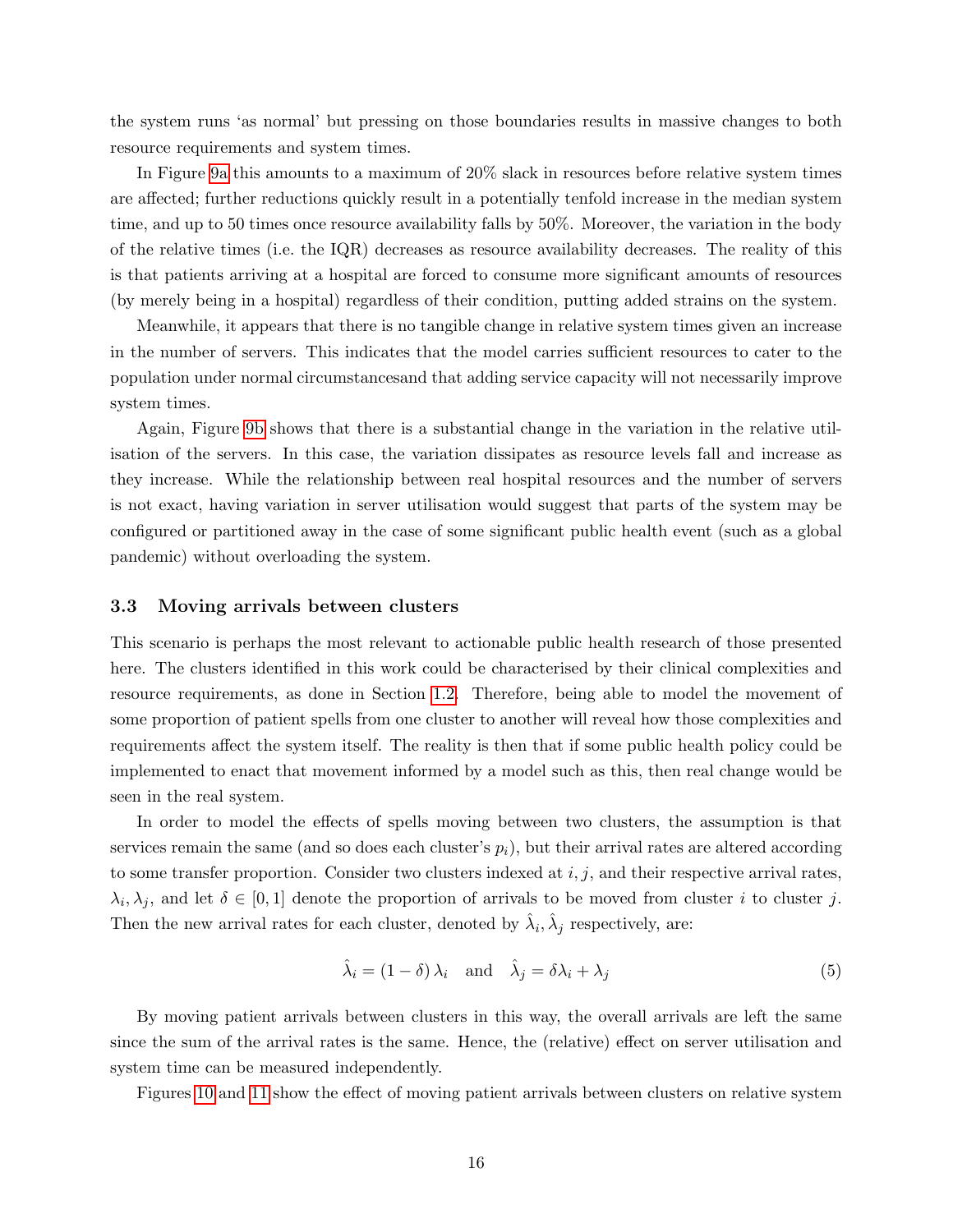the system runs 'as normal' but pressing on those boundaries results in massive changes to both resource requirements and system times.

In Figure 9a this amounts to a maximum of 20% slack in resources before relative system times are affected; further reductions quickly result in a potentially tenfold increase in the median system time, and up to 50 times once resource availability falls by 50%. Moreover, the variation in the body of the relative times (i.e. the IQR) decreases as resource availability decreases. The reality of this is that patients arriving at a hospital are forced to consume more significant amounts of resources (by merely being in a hospital) regardless of their condition, putting added strains on the system.

Meanwhile, it appears that there is no tangible change in relative system times given an increase in the number of servers. This indicates that the model carries sufficient resources to cater to the population under normal circumstancesand that adding service capacity will not necessarily improve system times.

Again, Figure 9b shows that there is a substantial change in the variation in the relative utilisation of the servers. In this case, the variation dissipates as resource levels fall and increase as they increase. While the relationship between real hospital resources and the number of servers is not exact, having variation in server utilisation would suggest that parts of the system may be configured or partitioned away in the case of some significant public health event (such as a global pandemic) without overloading the system.

### 3.3 Moving arrivals between clusters

This scenario is perhaps the most relevant to actionable public health research of those presented here. The clusters identified in this work could be characterised by their clinical complexities and resource requirements, as done in Section 1.2. Therefore, being able to model the movement of some proportion of patient spells from one cluster to another will reveal how those complexities and requirements affect the system itself. The reality is then that if some public health policy could be implemented to enact that movement informed by a model such as this, then real change would be seen in the real system.

In order to model the effects of spells moving between two clusters, the assumption is that services remain the same (and so does each cluster's $p_i$), but their arrival rates are altered according to some transfer proportion. Consider two clusters indexed at $i, j$, and their respective arrival rates, $\lambda_i, \lambda_j$, and let $\delta \in [0, 1]$ denote the proportion of arrivals to be moved from cluster $i$ to cluster $j$. Then the new arrival rates for each cluster, denoted by $\hat{\lambda}_i, \hat{\lambda}_j$ respectively, are:

$$\hat{\lambda}_i = (1 - \delta)\,\lambda_i \quad \text{and} \quad \hat{\lambda}_j = \delta\lambda_i + \lambda_j \tag{5}$$

By moving patient arrivals between clusters in this way, the overall arrivals are left the same since the sum of the arrival rates is the same. Hence, the (relative) effect on server utilisation and system time can be measured independently.

Figures 10 and 11 show the effect of moving patient arrivals between clusters on relative system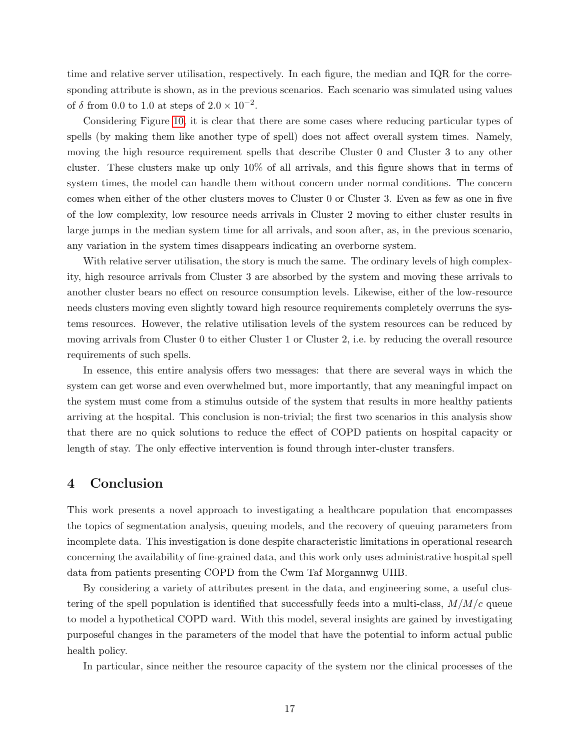time and relative server utilisation, respectively. In each figure, the median and IQR for the corresponding attribute is shown, as in the previous scenarios. Each scenario was simulated using values of $\delta$ from 0.0 to 1.0 at steps of $2.0 \times 10^{-2}$.

Considering Figure 10, it is clear that there are some cases where reducing particular types of spells (by making them like another type of spell) does not affect overall system times. Namely, moving the high resource requirement spells that describe Cluster 0 and Cluster 3 to any other cluster. These clusters make up only 10% of all arrivals, and this figure shows that in terms of system times, the model can handle them without concern under normal conditions. The concern comes when either of the other clusters moves to Cluster 0 or Cluster 3. Even as few as one in five of the low complexity, low resource needs arrivals in Cluster 2 moving to either cluster results in large jumps in the median system time for all arrivals, and soon after, as, in the previous scenario, any variation in the system times disappears indicating an overborne system.

With relative server utilisation, the story is much the same. The ordinary levels of high complexity, high resource arrivals from Cluster 3 are absorbed by the system and moving these arrivals to another cluster bears no effect on resource consumption levels. Likewise, either of the low-resource needs clusters moving even slightly toward high resource requirements completely overruns the systems resources. However, the relative utilisation levels of the system resources can be reduced by moving arrivals from Cluster 0 to either Cluster 1 or Cluster 2, i.e. by reducing the overall resource requirements of such spells.

In essence, this entire analysis offers two messages: that there are several ways in which the system can get worse and even overwhelmed but, more importantly, that any meaningful impact on the system must come from a stimulus outside of the system that results in more healthy patients arriving at the hospital. This conclusion is non-trivial; the first two scenarios in this analysis show that there are no quick solutions to reduce the effect of COPD patients on hospital capacity or length of stay. The only effective intervention is found through inter-cluster transfers.

## 4 Conclusion

This work presents a novel approach to investigating a healthcare population that encompasses the topics of segmentation analysis, queuing models, and the recovery of queuing parameters from incomplete data. This investigation is done despite characteristic limitations in operational research concerning the availability of fine-grained data, and this work only uses administrative hospital spell data from patients presenting COPD from the Cwm Taf Morgannwg UHB.

By considering a variety of attributes present in the data, and engineering some, a useful clustering of the spell population is identified that successfully feeds into a multi-class, $M/M/c$ queue to model a hypothetical COPD ward. With this model, several insights are gained by investigating purposeful changes in the parameters of the model that have the potential to inform actual public health policy.

In particular, since neither the resource capacity of the system nor the clinical processes of the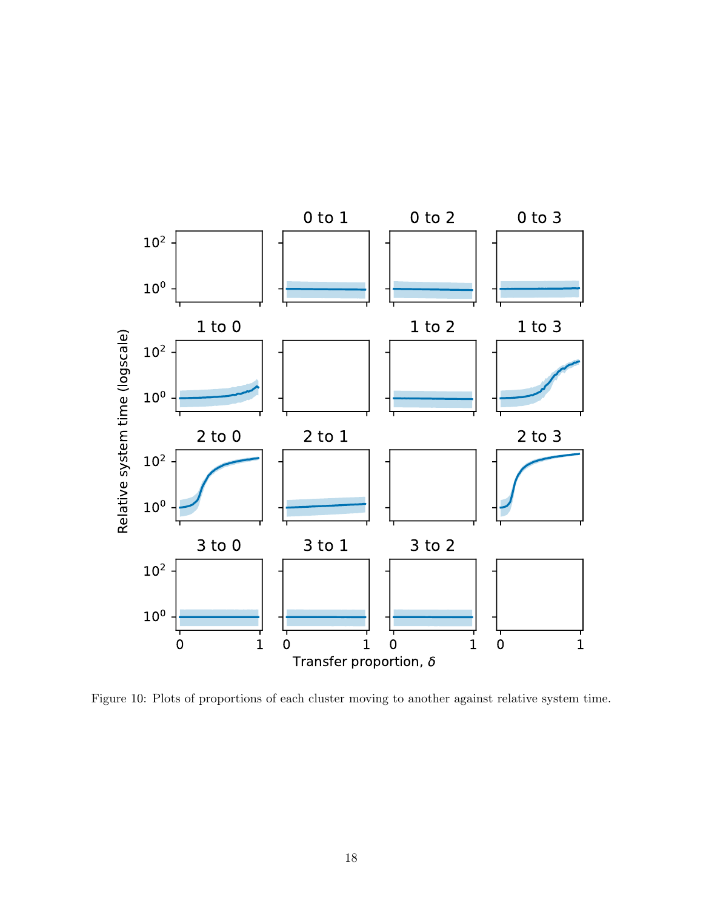Figure 10: Plots of proportions of each cluster moving to another against relative system time.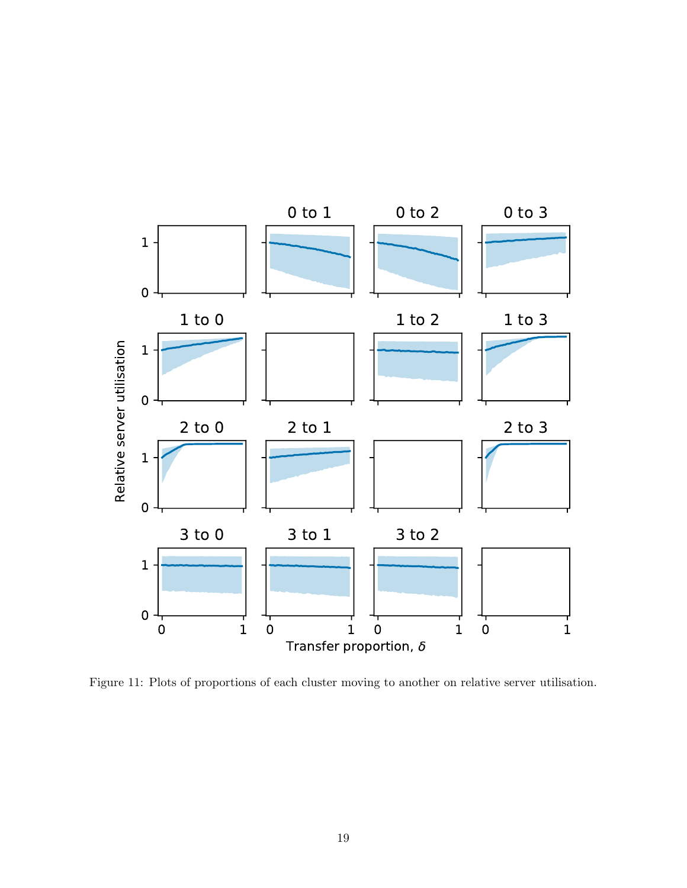Figure 11: Plots of proportions of each cluster moving to another on relative server utilisation.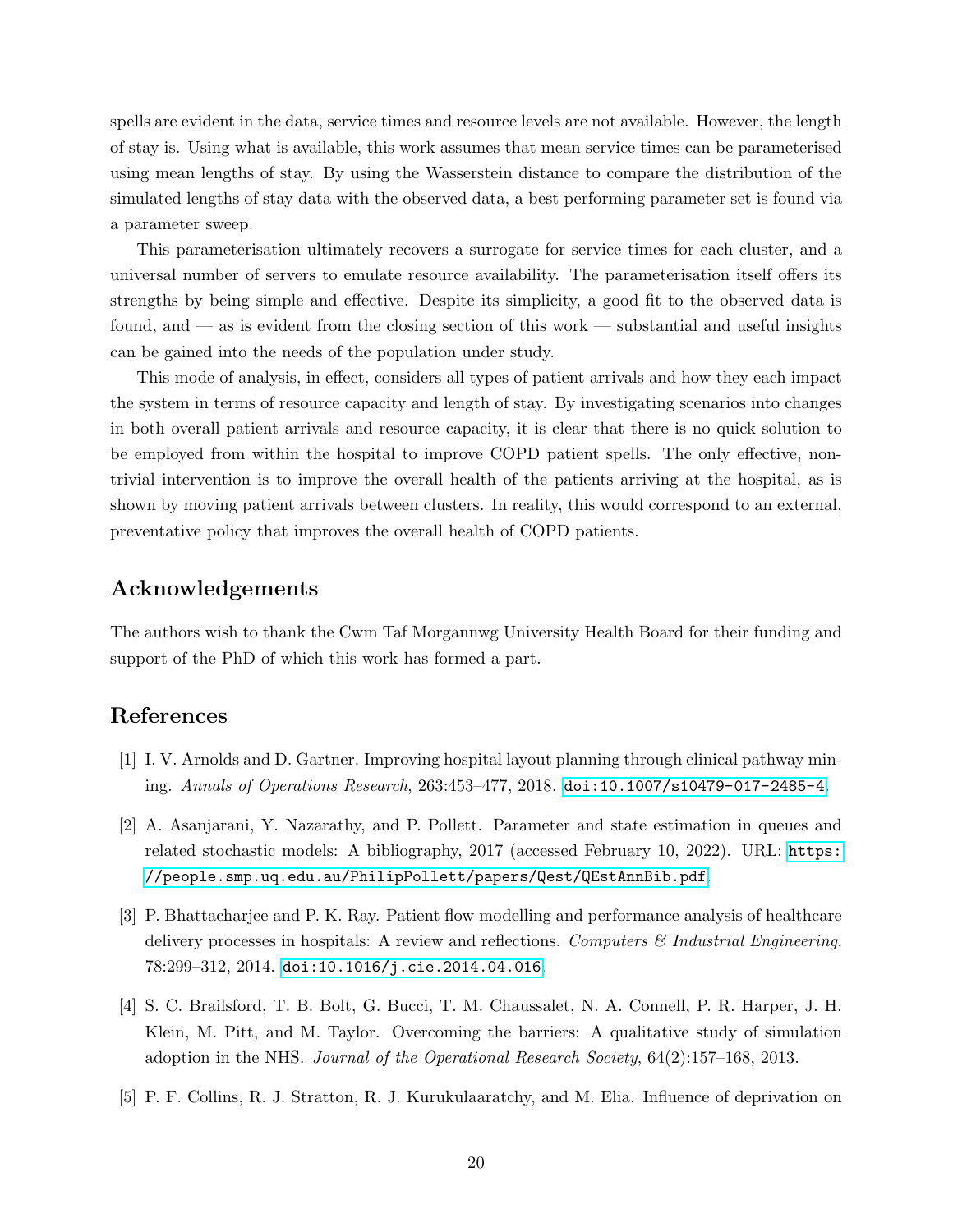spells are evident in the data, service times and resource levels are not available. However, the length of stay is. Using what is available, this work assumes that mean service times can be parameterised using mean lengths of stay. By using the Wasserstein distance to compare the distribution of the simulated lengths of stay data with the observed data, a best performing parameter set is found via a parameter sweep.

This parameterisation ultimately recovers a surrogate for service times for each cluster, and a universal number of servers to emulate resource availability. The parameterisation itself offers its strengths by being simple and effective. Despite its simplicity, a good fit to the observed data is found, and — as is evident from the closing section of this work — substantial and useful insights can be gained into the needs of the population under study.

This mode of analysis, in effect, considers all types of patient arrivals and how they each impact the system in terms of resource capacity and length of stay. By investigating scenarios into changes in both overall patient arrivals and resource capacity, it is clear that there is no quick solution to be employed from within the hospital to improve COPD patient spells. The only effective, non-trivial intervention is to improve the overall health of the patients arriving at the hospital, as is shown by moving patient arrivals between clusters. In reality, this would correspond to an external, preventative policy that improves the overall health of COPD patients.

## Acknowledgements

The authors wish to thank the Cwm Taf Morgannwg University Health Board for their funding and support of the PhD of which this work has formed a part.

## References

[1] I. V. Arnolds and D. Gartner. Improving hospital layout planning through clinical pathway mining. *Annals of Operations Research*, 263:453–477, 2018. doi:10.1007/s10479-017-2485-4.

[2] A. Asanjarani, Y. Nazarathy, and P. Pollett. Parameter and state estimation in queues and related stochastic models: A bibliography, 2017 (accessed February 10, 2022). URL: https://people.smp.uq.edu.au/PhilipPollett/papers/Qest/QEstAnnBib.pdf.

[3] P. Bhattacharjee and P. K. Ray. Patient flow modelling and performance analysis of healthcare delivery processes in hospitals: A review and reflections. *Computers & Industrial Engineering*, 78:299–312, 2014. doi:10.1016/j.cie.2014.04.016.

[4] S. C. Brailsford, T. B. Bolt, G. Bucci, T. M. Chaussalet, N. A. Connell, P. R. Harper, J. H. Klein, M. Pitt, and M. Taylor. Overcoming the barriers: A qualitative study of simulation adoption in the NHS. *Journal of the Operational Research Society*, 64(2):157–168, 2013.

[5] P. F. Collins, R. J. Stratton, R. J. Kurukulaaratchy, and M. Elia. Influence of deprivation on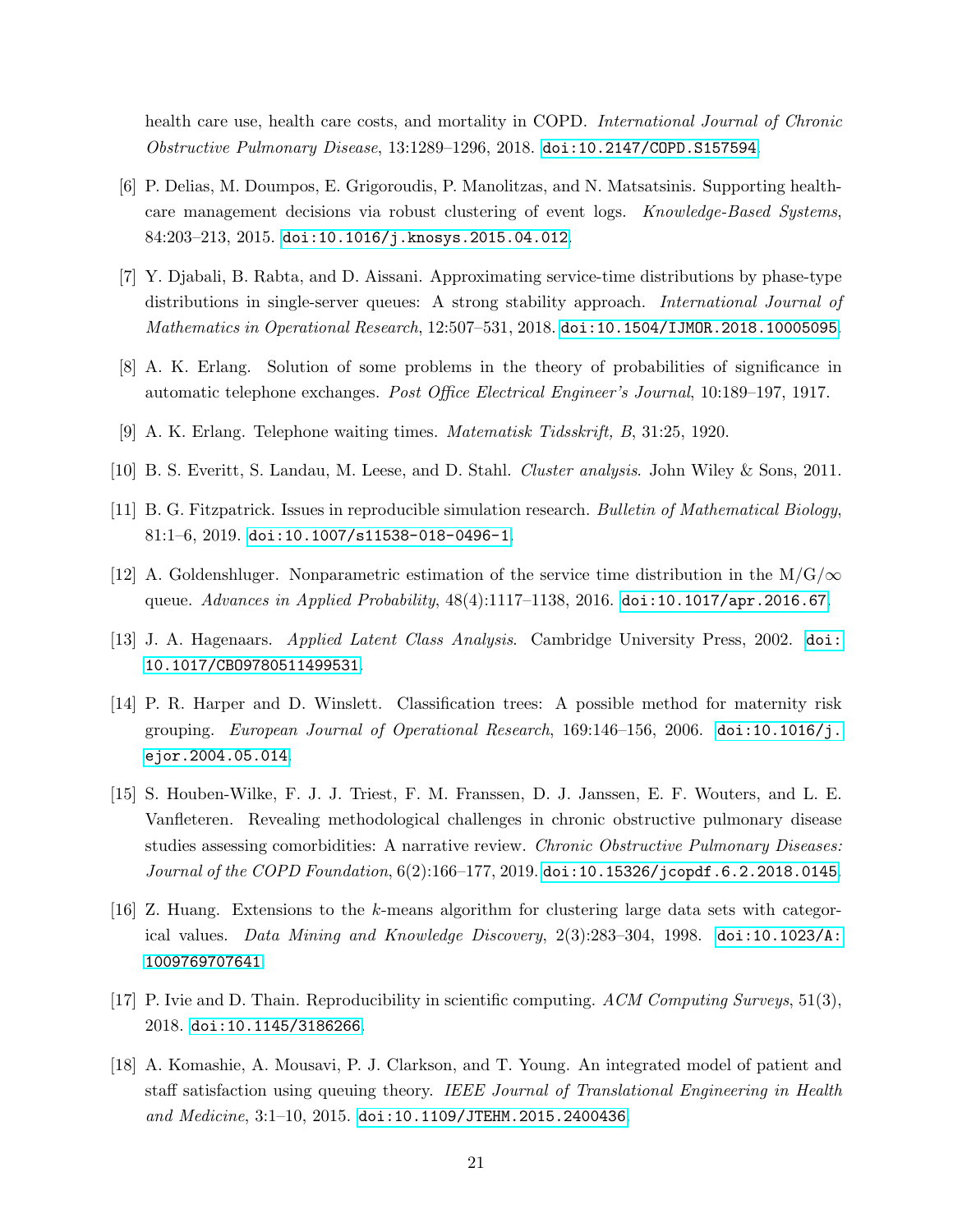health care use, health care costs, and mortality in COPD. *International Journal of Chronic Obstructive Pulmonary Disease*, 13:1289–1296, 2018. doi:10.2147/COPD.S157594.

[6] P. Delias, M. Doumpos, E. Grigoroudis, P. Manolitzas, and N. Matsatsinis. Supporting healthcare management decisions via robust clustering of event logs. *Knowledge-Based Systems*, 84:203–213, 2015. doi:10.1016/j.knosys.2015.04.012.

[7] Y. Djabali, B. Rabta, and D. Aissani. Approximating service-time distributions by phase-type distributions in single-server queues: A strong stability approach. *International Journal of Mathematics in Operational Research*, 12:507–531, 2018. doi:10.1504/IJMOR.2018.10005095.

[8] A. K. Erlang. Solution of some problems in the theory of probabilities of significance in automatic telephone exchanges. *Post Office Electrical Engineer's Journal*, 10:189–197, 1917.

[9] A. K. Erlang. Telephone waiting times. *Matematisk Tidsskrift, B*, 31:25, 1920.

[10] B. S. Everitt, S. Landau, M. Leese, and D. Stahl. *Cluster analysis*. John Wiley & Sons, 2011.

[11] B. G. Fitzpatrick. Issues in reproducible simulation research. *Bulletin of Mathematical Biology*, 81:1–6, 2019. doi:10.1007/s11538-018-0496-1.

[12] A. Goldenshluger. Nonparametric estimation of the service time distribution in the M/G/$\infty$ queue. *Advances in Applied Probability*, 48(4):1117–1138, 2016. doi:10.1017/apr.2016.67.

[13] J. A. Hagenaars. *Applied Latent Class Analysis*. Cambridge University Press, 2002. doi:10.1017/CBO9780511499531.

[14] P. R. Harper and D. Winslett. Classification trees: A possible method for maternity risk grouping. *European Journal of Operational Research*, 169:146–156, 2006. doi:10.1016/j.ejor.2004.05.014.

[15] S. Houben-Wilke, F. J. J. Triest, F. M. Franssen, D. J. Janssen, E. F. Wouters, and L. E. Vanfleteren. Revealing methodological challenges in chronic obstructive pulmonary disease studies assessing comorbidities: A narrative review. *Chronic Obstructive Pulmonary Diseases: Journal of the COPD Foundation*, 6(2):166–177, 2019. doi:10.15326/jcopdf.6.2.2018.0145.

[16] Z. Huang. Extensions to the *k*-means algorithm for clustering large data sets with categorical values. *Data Mining and Knowledge Discovery*, 2(3):283–304, 1998. doi:10.1023/A:1009769707641.

[17] P. Ivie and D. Thain. Reproducibility in scientific computing. *ACM Computing Surveys*, 51(3), 2018. doi:10.1145/3186266.

[18] A. Komashie, A. Mousavi, P. J. Clarkson, and T. Young. An integrated model of patient and staff satisfaction using queuing theory. *IEEE Journal of Translational Engineering in Health and Medicine*, 3:1–10, 2015. doi:10.1109/JTEHM.2015.2400436.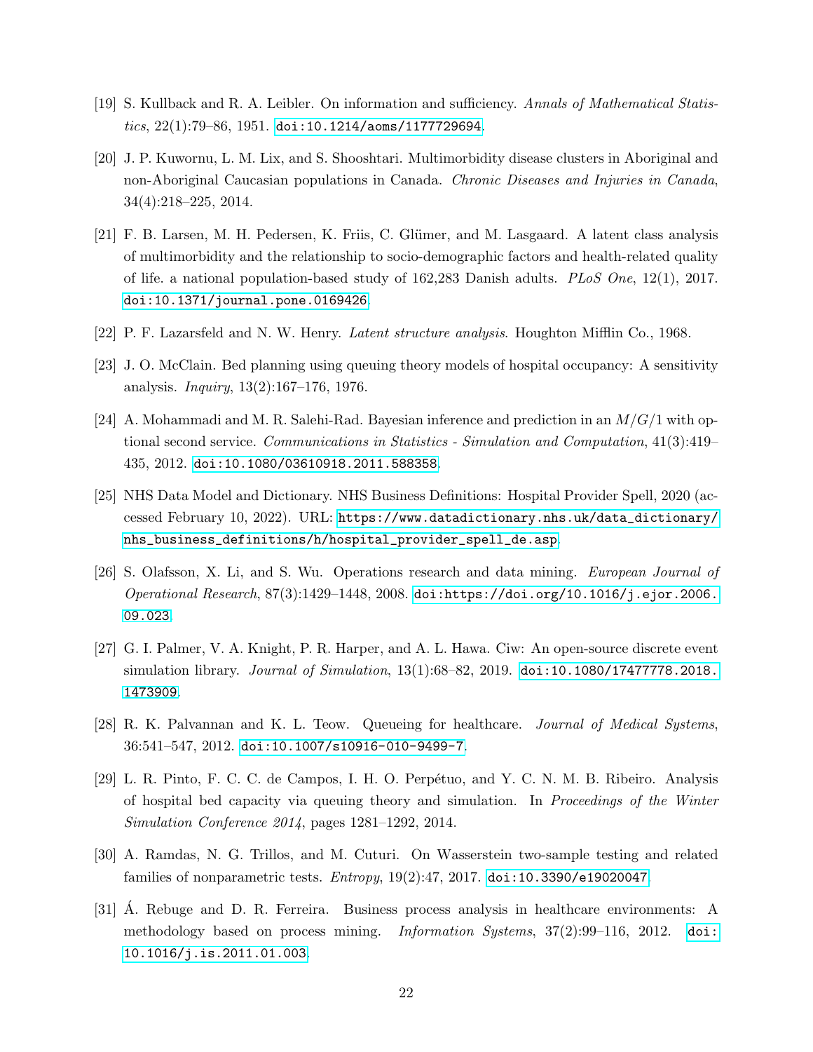[19] S. Kullback and R. A. Leibler. On information and sufficiency. *Annals of Mathematical Statistics*, 22(1):79–86, 1951. doi:10.1214/aoms/1177729694.

[20] J. P. Kuwornu, L. M. Lix, and S. Shooshtari. Multimorbidity disease clusters in Aboriginal and non-Aboriginal Caucasian populations in Canada. *Chronic Diseases and Injuries in Canada*, 34(4):218–225, 2014.

[21] F. B. Larsen, M. H. Pedersen, K. Friis, C. Glümer, and M. Lasgaard. A latent class analysis of multimorbidity and the relationship to socio-demographic factors and health-related quality of life. a national population-based study of 162,283 Danish adults. *PLoS One*, 12(1), 2017. doi:10.1371/journal.pone.0169426.

[22] P. F. Lazarsfeld and N. W. Henry. *Latent structure analysis*. Houghton Mifflin Co., 1968.

[23] J. O. McClain. Bed planning using queuing theory models of hospital occupancy: A sensitivity analysis. *Inquiry*, 13(2):167–176, 1976.

[24] A. Mohammadi and M. R. Salehi-Rad. Bayesian inference and prediction in an $M/G/1$ with optional second service. *Communications in Statistics - Simulation and Computation*, 41(3):419–435, 2012. doi:10.1080/03610918.2011.588358.

[25] NHS Data Model and Dictionary. NHS Business Definitions: Hospital Provider Spell, 2020 (accessed February 10, 2022). URL: https://www.datadictionary.nhs.uk/data_dictionary/nhs_business_definitions/h/hospital_provider_spell_de.asp.

[26] S. Olafsson, X. Li, and S. Wu. Operations research and data mining. *European Journal of Operational Research*, 87(3):1429–1448, 2008. doi:https://doi.org/10.1016/j.ejor.2006.09.023.

[27] G. I. Palmer, V. A. Knight, P. R. Harper, and A. L. Hawa. Ciw: An open-source discrete event simulation library. *Journal of Simulation*, 13(1):68–82, 2019. doi:10.1080/17477778.2018.1473909.

[28] R. K. Palvannan and K. L. Teow. Queueing for healthcare. *Journal of Medical Systems*, 36:541–547, 2012. doi:10.1007/s10916-010-9499-7.

[29] L. R. Pinto, F. C. C. de Campos, I. H. O. Perpétuo, and Y. C. N. M. B. Ribeiro. Analysis of hospital bed capacity via queuing theory and simulation. In *Proceedings of the Winter Simulation Conference 2014*, pages 1281–1292, 2014.

[30] A. Ramdas, N. G. Trillos, and M. Cuturi. On Wasserstein two-sample testing and related families of nonparametric tests. *Entropy*, 19(2):47, 2017. doi:10.3390/e19020047.

[31] Á. Rebuge and D. R. Ferreira. Business process analysis in healthcare environments: A methodology based on process mining. *Information Systems*, 37(2):99–116, 2012. doi:10.1016/j.is.2011.01.003.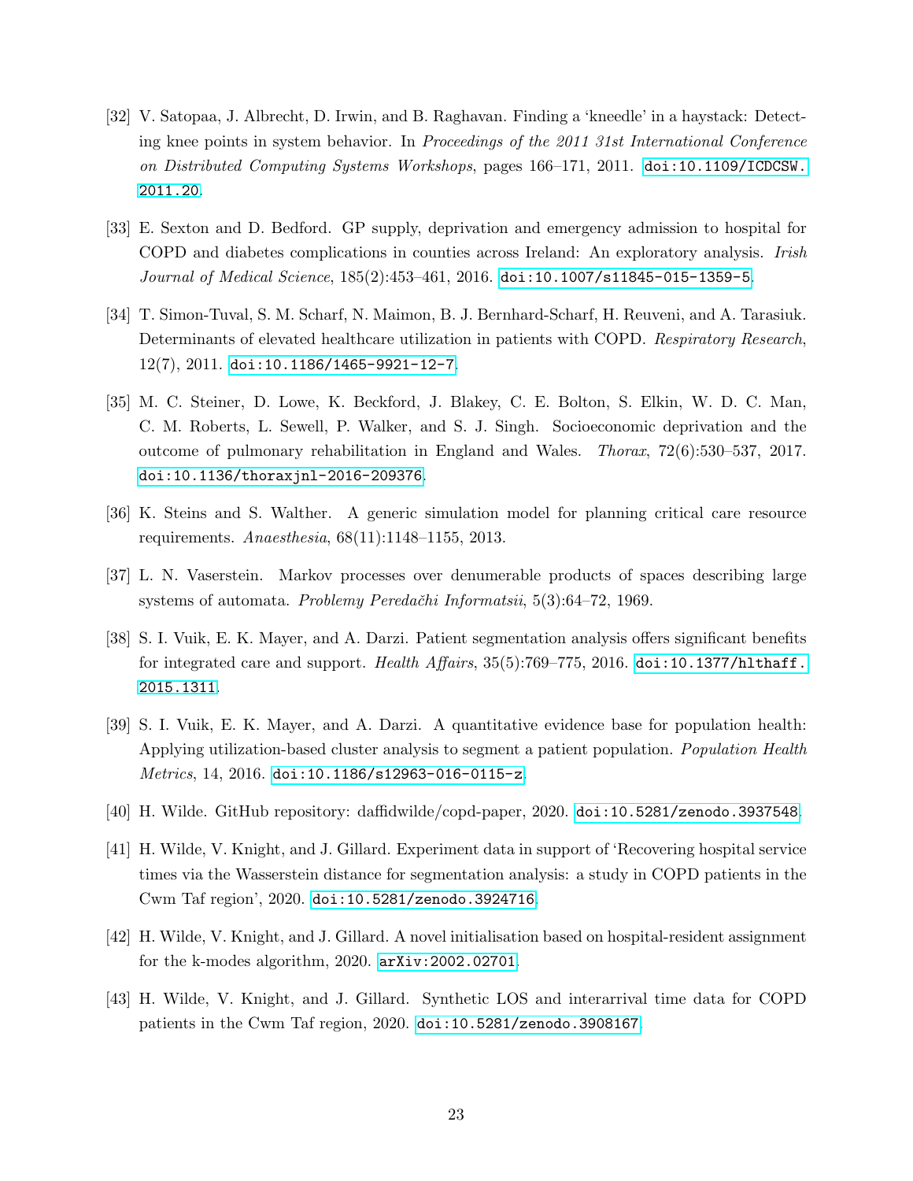[32] V. Satopaa, J. Albrecht, D. Irwin, and B. Raghavan. Finding a 'kneedle' in a haystack: Detecting knee points in system behavior. In *Proceedings of the 2011 31st International Conference on Distributed Computing Systems Workshops*, pages 166–171, 2011. doi:10.1109/ICDCSW.2011.20.

[33] E. Sexton and D. Bedford. GP supply, deprivation and emergency admission to hospital for COPD and diabetes complications in counties across Ireland: An exploratory analysis. *Irish Journal of Medical Science*, 185(2):453–461, 2016. doi:10.1007/s11845-015-1359-5.

[34] T. Simon-Tuval, S. M. Scharf, N. Maimon, B. J. Bernhard-Scharf, H. Reuveni, and A. Tarasiuk. Determinants of elevated healthcare utilization in patients with COPD. *Respiratory Research*, 12(7), 2011. doi:10.1186/1465-9921-12-7.

[35] M. C. Steiner, D. Lowe, K. Beckford, J. Blakey, C. E. Bolton, S. Elkin, W. D. C. Man, C. M. Roberts, L. Sewell, P. Walker, and S. J. Singh. Socioeconomic deprivation and the outcome of pulmonary rehabilitation in England and Wales. *Thorax*, 72(6):530–537, 2017. doi:10.1136/thoraxjnl-2016-209376.

[36] K. Steins and S. Walther. A generic simulation model for planning critical care resource requirements. *Anaesthesia*, 68(11):1148–1155, 2013.

[37] L. N. Vaserstein. Markov processes over denumerable products of spaces describing large systems of automata. *Problemy Peredačhi Informatsii*, 5(3):64–72, 1969.

[38] S. I. Vuik, E. K. Mayer, and A. Darzi. Patient segmentation analysis offers significant benefits for integrated care and support. *Health Affairs*, 35(5):769–775, 2016. doi:10.1377/hlthaff.2015.1311.

[39] S. I. Vuik, E. K. Mayer, and A. Darzi. A quantitative evidence base for population health: Applying utilization-based cluster analysis to segment a patient population. *Population Health Metrics*, 14, 2016. doi:10.1186/s12963-016-0115-z.

[40] H. Wilde. GitHub repository: daffidwilde/copd-paper, 2020. doi:10.5281/zenodo.3937548.

[41] H. Wilde, V. Knight, and J. Gillard. Experiment data in support of 'Recovering hospital service times via the Wasserstein distance for segmentation analysis: a study in COPD patients in the Cwm Taf region', 2020. doi:10.5281/zenodo.3924716.

[42] H. Wilde, V. Knight, and J. Gillard. A novel initialisation based on hospital-resident assignment for the k-modes algorithm, 2020. arXiv:2002.02701.

[43] H. Wilde, V. Knight, and J. Gillard. Synthetic LOS and interarrival time data for COPD patients in the Cwm Taf region, 2020. doi:10.5281/zenodo.3908167.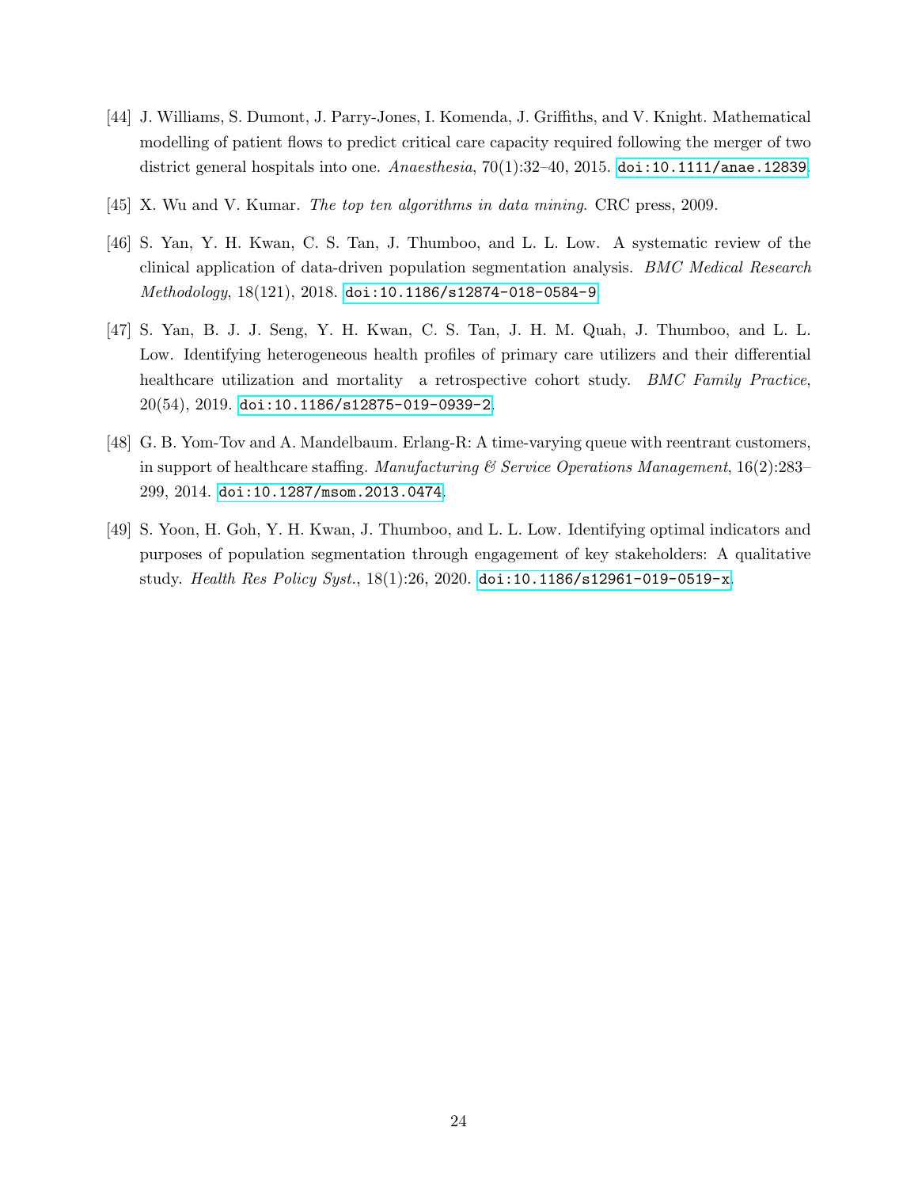[44] J. Williams, S. Dumont, J. Parry-Jones, I. Komenda, J. Griffiths, and V. Knight. Mathematical modelling of patient flows to predict critical care capacity required following the merger of two district general hospitals into one. *Anaesthesia*, 70(1):32–40, 2015. doi:10.1111/anae.12839.

[45] X. Wu and V. Kumar. *The top ten algorithms in data mining*. CRC press, 2009.

[46] S. Yan, Y. H. Kwan, C. S. Tan, J. Thumboo, and L. L. Low. A systematic review of the clinical application of data-driven population segmentation analysis. *BMC Medical Research Methodology*, 18(121), 2018. doi:10.1186/s12874-018-0584-9.

[47] S. Yan, B. J. J. Seng, Y. H. Kwan, C. S. Tan, J. H. M. Quah, J. Thumboo, and L. L. Low. Identifying heterogeneous health profiles of primary care utilizers and their differential healthcare utilization and mortality a retrospective cohort study. *BMC Family Practice*, 20(54), 2019. doi:10.1186/s12875-019-0939-2.

[48] G. B. Yom-Tov and A. Mandelbaum. Erlang-R: A time-varying queue with reentrant customers, in support of healthcare staffing. *Manufacturing & Service Operations Management*, 16(2):283–299, 2014. doi:10.1287/msom.2013.0474.

[49] S. Yoon, H. Goh, Y. H. Kwan, J. Thumboo, and L. L. Low. Identifying optimal indicators and purposes of population segmentation through engagement of key stakeholders: A qualitative study. *Health Res Policy Syst.*, 18(1):26, 2020. doi:10.1186/s12961-019-0519-x.